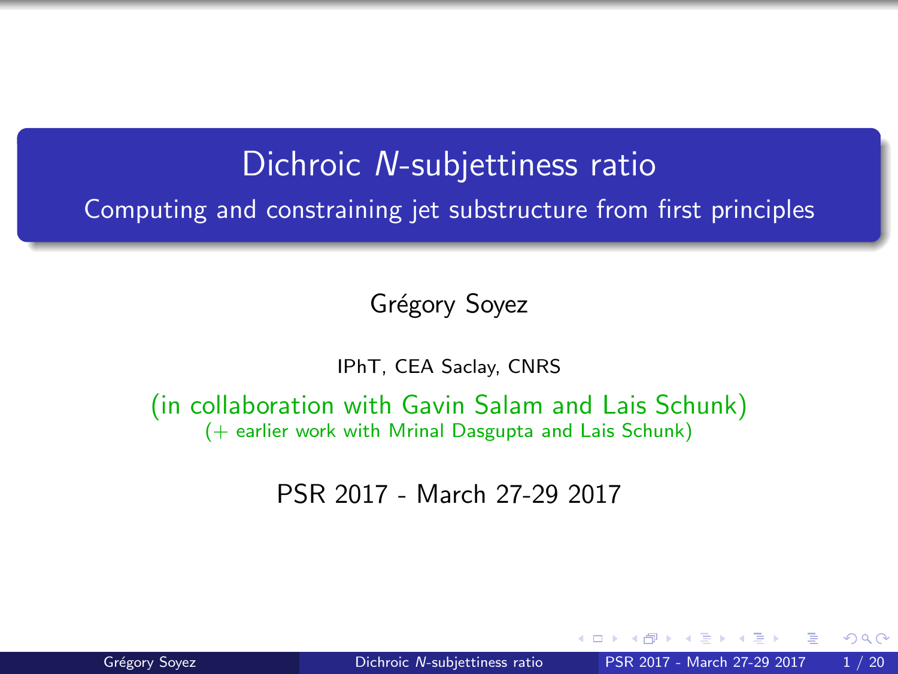# Dichroic $N$-subjettiness ratio

## Computing and constraining jet substructure from first principles

Grégory Soyez

IPhT, CEA Saclay, CNRS

(in collaboration with Gavin Salam and Lais Schunk)
(+ earlier work with Mrinal Dasgupta and Lais Schunk)

PSR 2017 - March 27-29 2017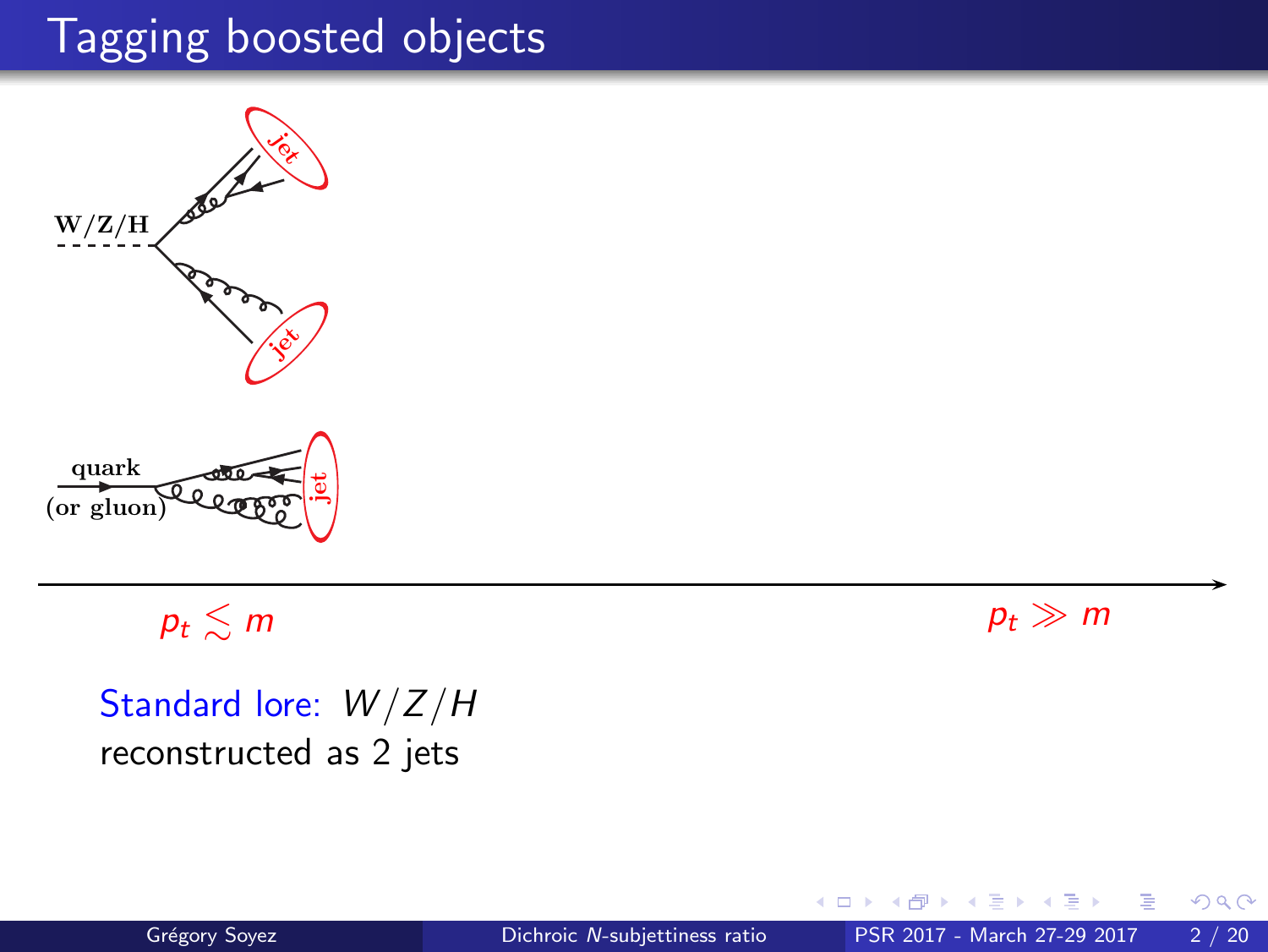# Tagging boosted objects

W/Z/H

jet

jet

quark
(or gluon)

jet

$p_t \lesssim m$

$p_t \gg m$

Standard lore: $W/Z/H$
reconstructed as 2 jets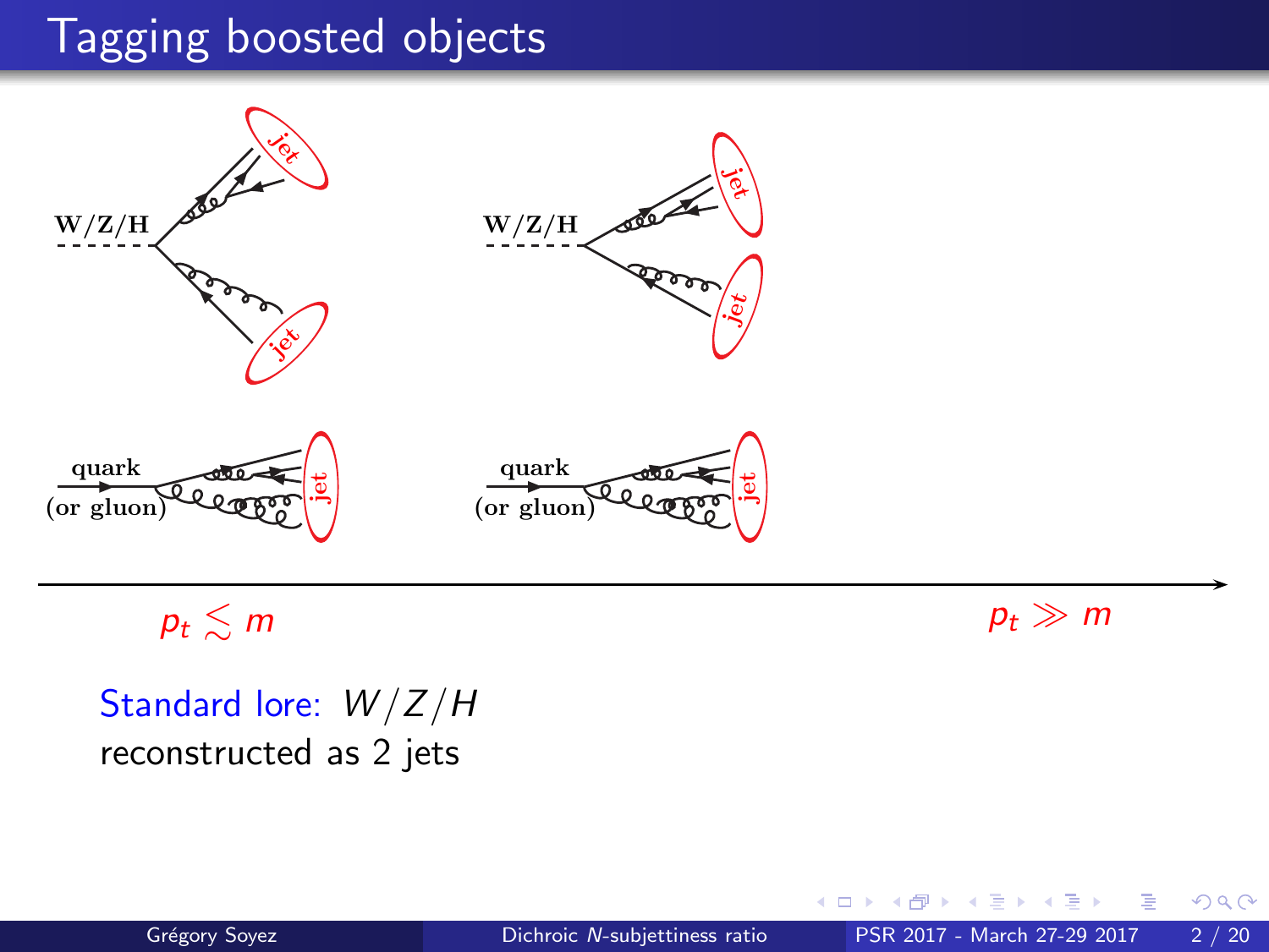# Tagging boosted objects

W/Z/H

jet

jet

W/Z/H

jet

jet

quark
(or gluon)

jet

quark
(or gluon)

jet

$p_t \lesssim m$

$p_t \gg m$

Standard lore: $W/Z/H$
reconstructed as 2 jets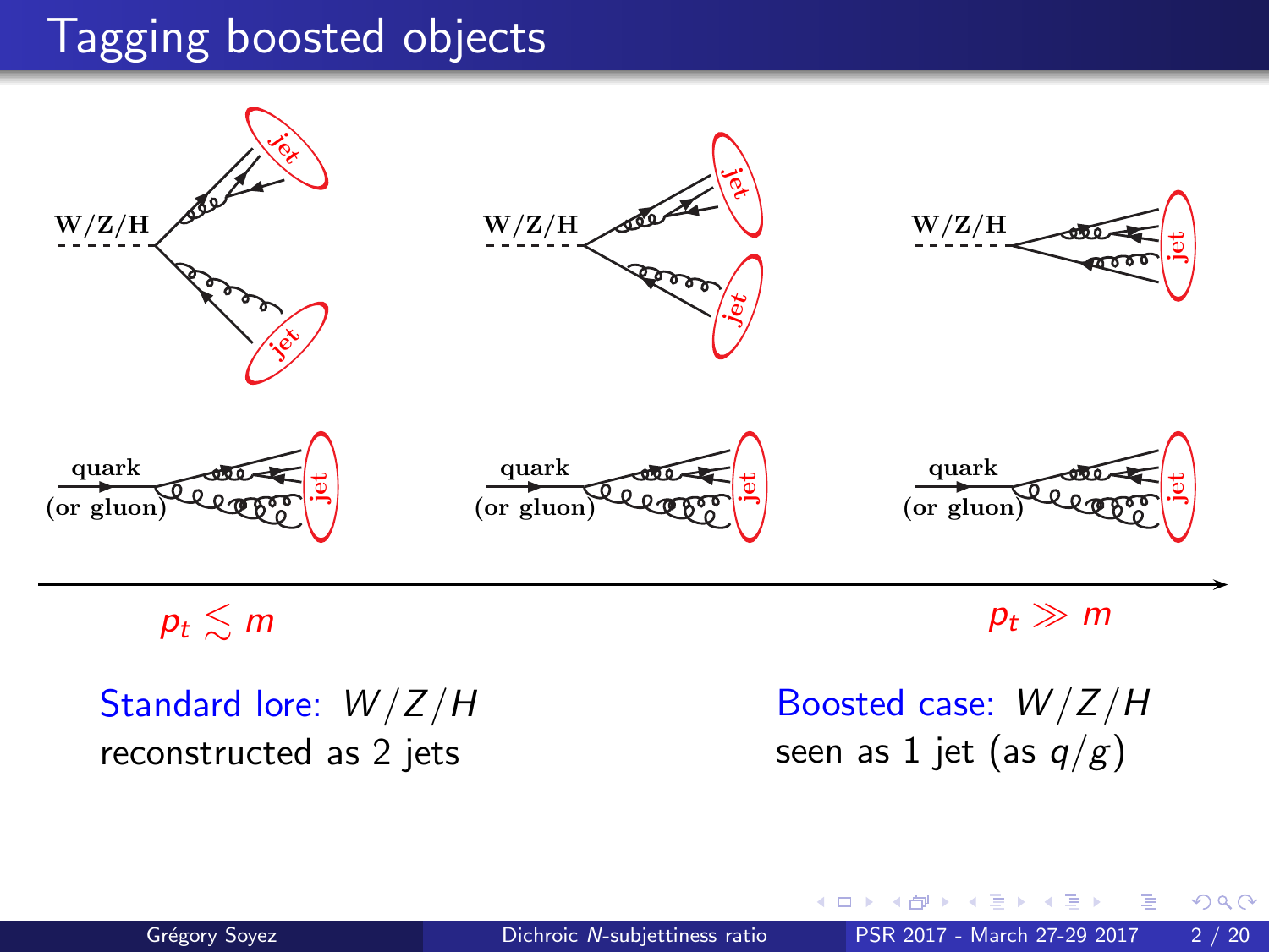# Tagging boosted objects

W/Z/H

jet

jet

quark
(or gluon)

jet

$p_t \lesssim m$

$p_t \gg m$

Standard lore: $W/Z/H$ reconstructed as 2 jets

Boosted case: $W/Z/H$ seen as 1 jet (as $q/g$)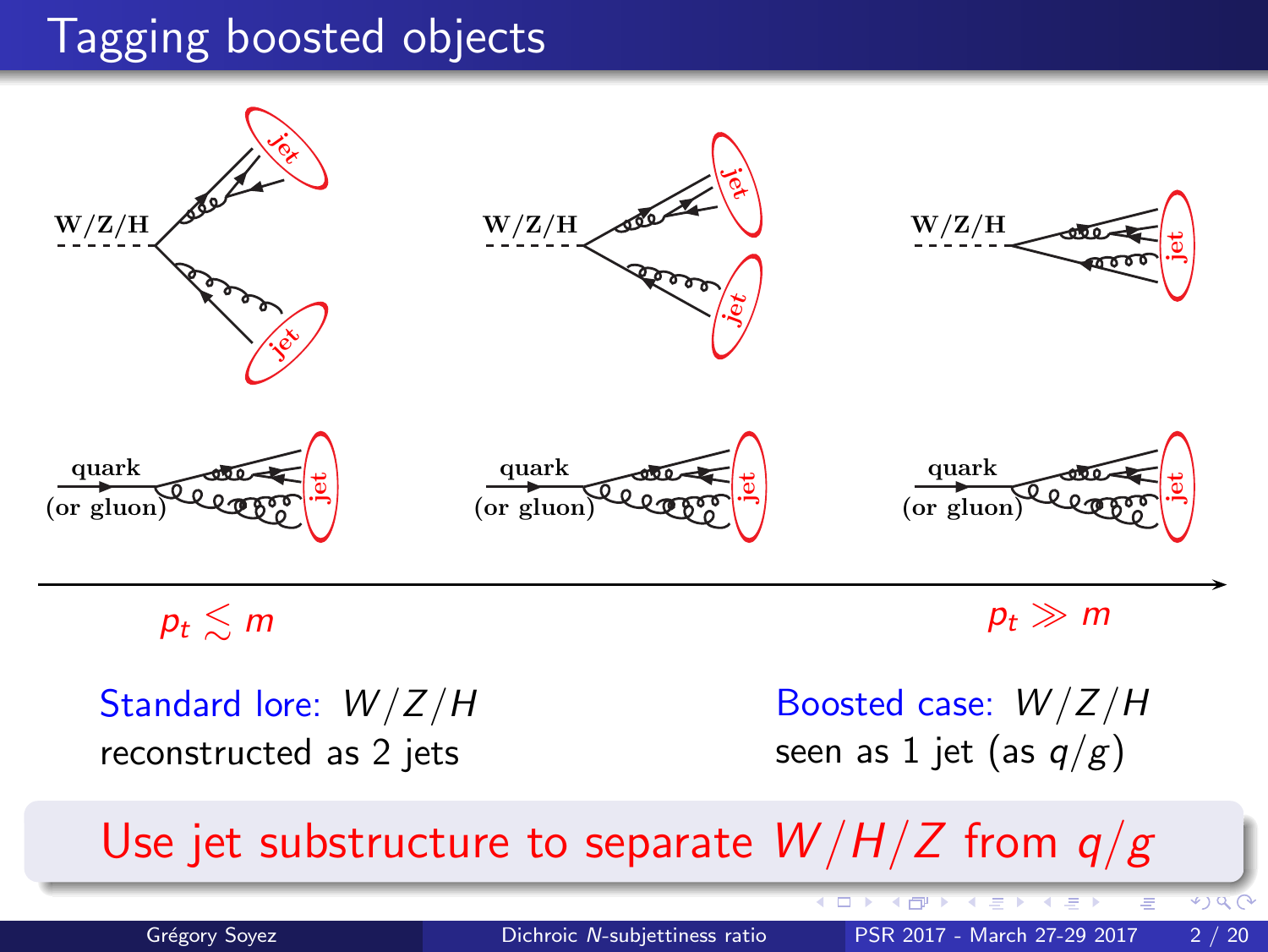# Tagging boosted objects

W/Z/H — jet, jet

quark (or gluon) — jet

$p_t \lesssim m$

$p_t \gg m$

Standard lore: $W/Z/H$ reconstructed as 2 jets

Boosted case: $W/Z/H$ seen as 1 jet (as $q/g$)

**Use jet substructure to separate $W/H/Z$ from $q/g$**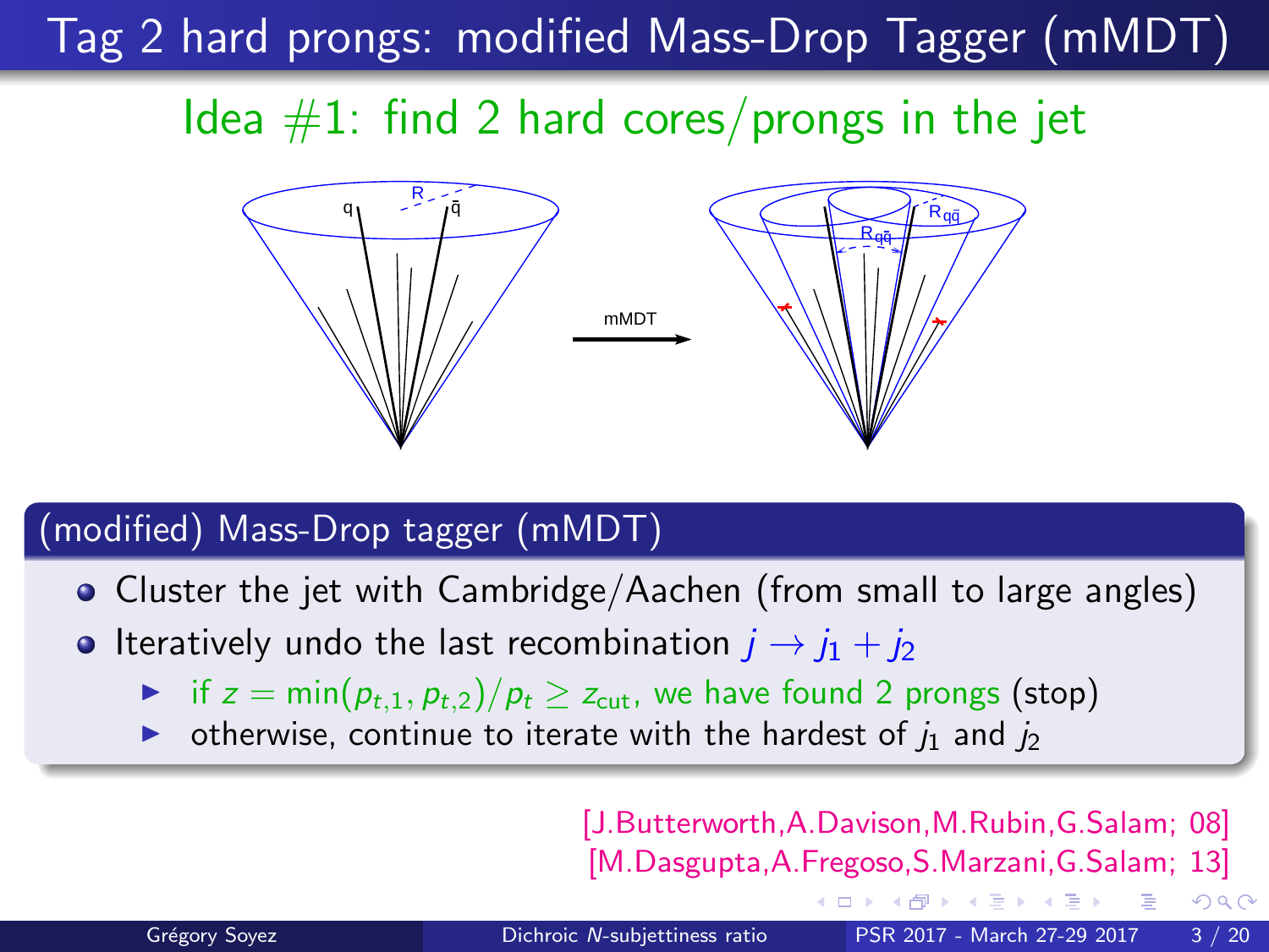# Tag 2 hard prongs: modified Mass-Drop Tagger (mMDT)

## Idea #1: find 2 hard cores/prongs in the jet

### (modified) Mass-Drop tagger (mMDT)

- Cluster the jet with Cambridge/Aachen (from small to large angles)
- Iteratively undo the last recombination $j \to j_1 + j_2$
  - if $z = \min(p_{t,1}, p_{t,2})/p_t \geq z_{\text{cut}}$, we have found 2 prongs (stop)
  - otherwise, continue to iterate with the hardest of $j_1$ and $j_2$

[J.Butterworth,A.Davison,M.Rubin,G.Salam; 08]
[M.Dasgupta,A.Fregoso,S.Marzani,G.Salam; 13]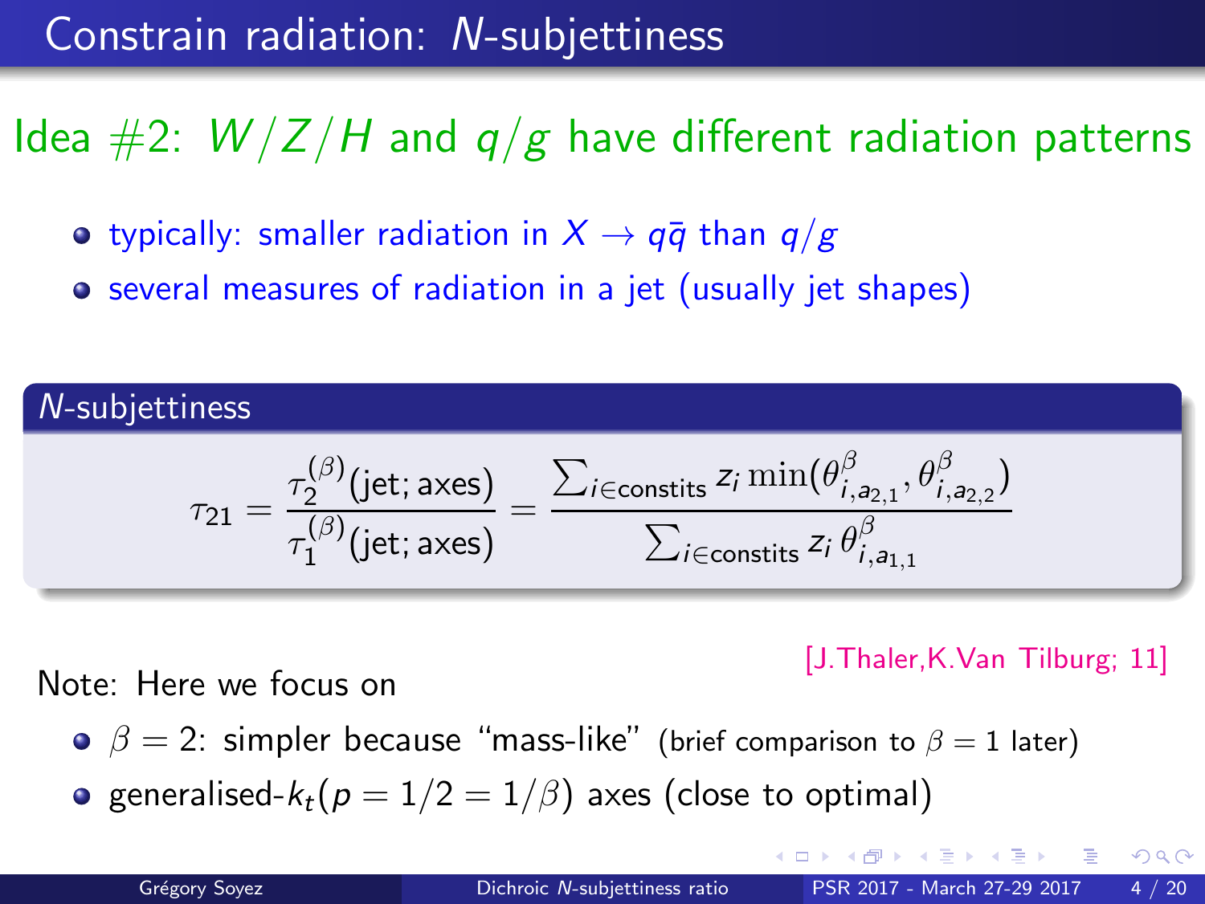# Constrain radiation: $N$-subjettiness

## Idea #2: $W/Z/H$ and $q/g$ have different radiation patterns

- typically: smaller radiation in $X \to q\bar{q}$ than $q/g$
- several measures of radiation in a jet (usually jet shapes)

### $N$-subjettiness

$$\tau_{21} = \frac{\tau_2^{(\beta)}(\text{jet; axes})}{\tau_1^{(\beta)}(\text{jet; axes})} = \frac{\sum_{i \in \text{constits}} z_i \min(\theta_{i,a_{2,1}}^{\beta}, \theta_{i,a_{2,2}}^{\beta})}{\sum_{i \in \text{constits}} z_i \, \theta_{i,a_{1,1}}^{\beta}}$$

[J.Thaler,K.Van Tilburg; 11]

Note: Here we focus on

- $\beta = 2$: simpler because "mass-like" (brief comparison to $\beta = 1$ later)
- generalised-$k_t(p = 1/2 = 1/\beta)$ axes (close to optimal)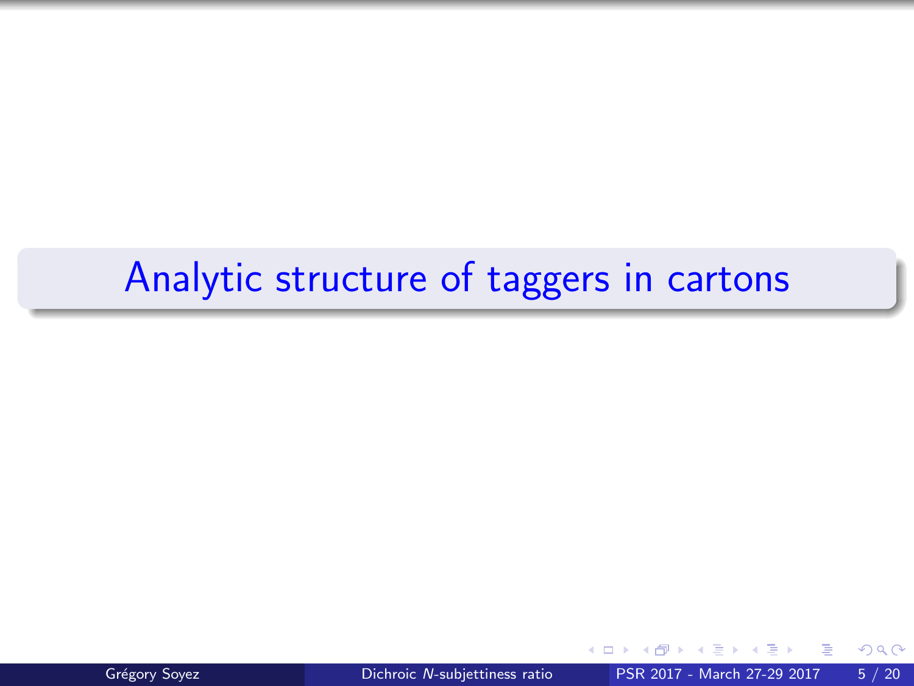# Analytic structure of taggers in cartons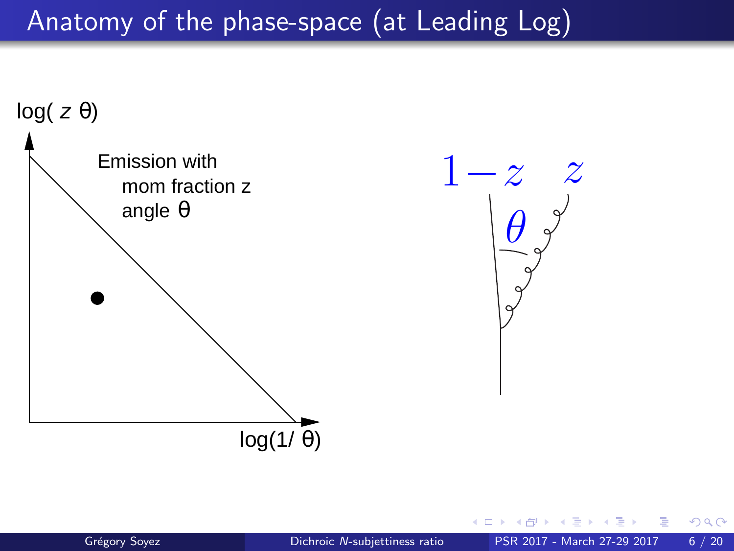# Anatomy of the phase-space (at Leading Log)

$\log(z\,\theta)$

Emission with
mom fraction z
angle $\theta$

$\log(1/\theta)$

$1-z$ $z$

$\theta$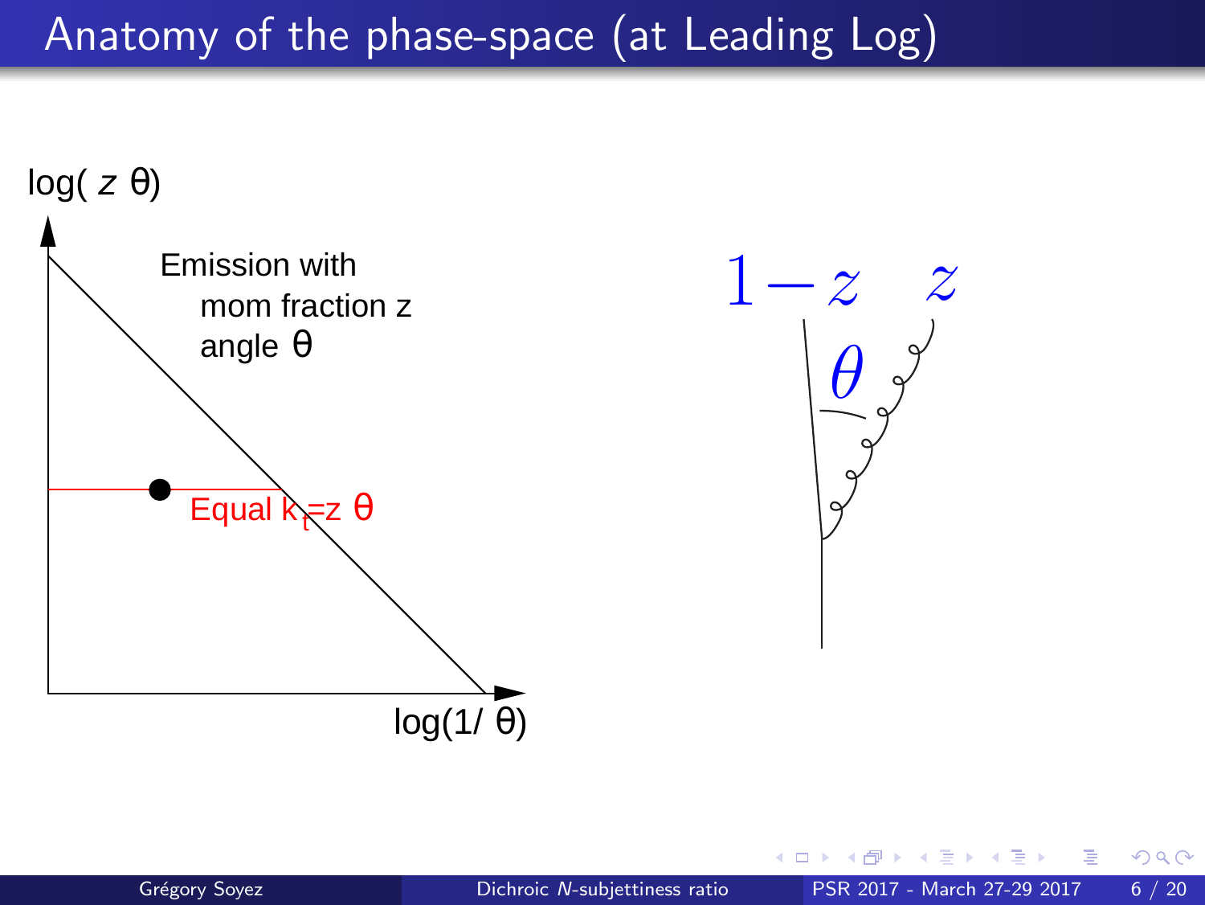# Anatomy of the phase-space (at Leading Log)

$\log(z\,\theta)$

Emission with
mom fraction z
angle $\theta$

Equal $k_t = z\,\theta$

$\log(1/\theta)$

$1-z$ $z$

$\theta$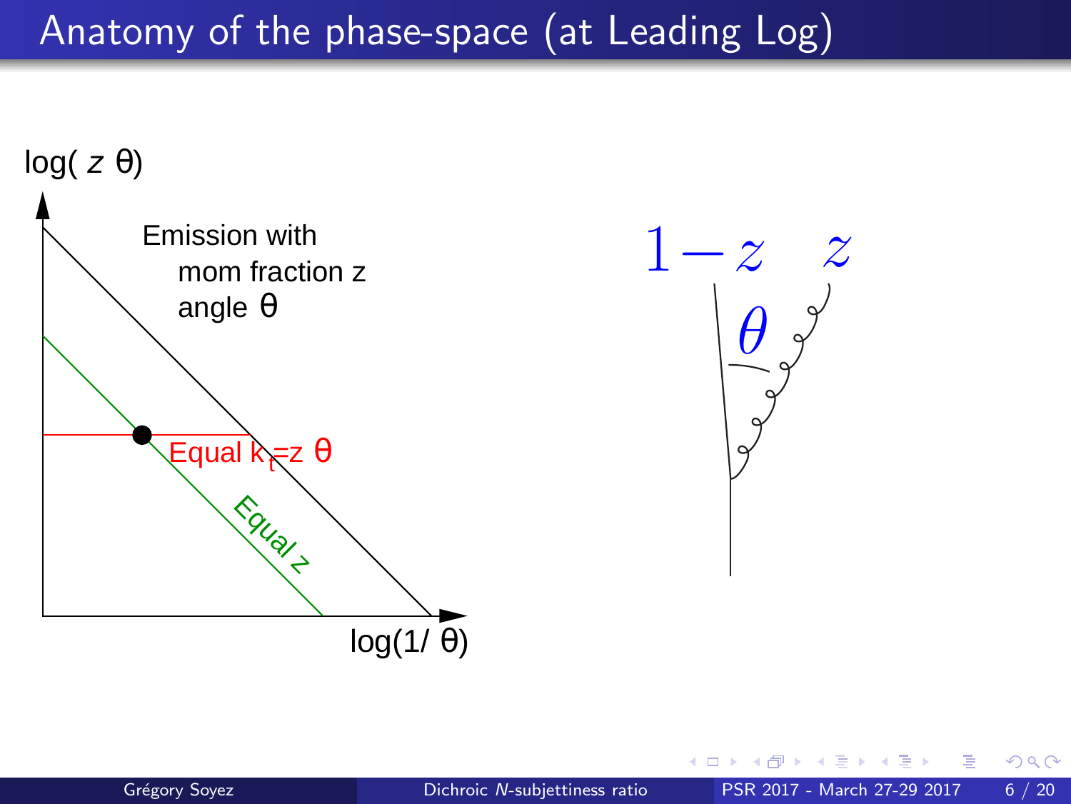# Anatomy of the phase-space (at Leading Log)

$\log(z\,\theta)$

Emission with
mom fraction z
angle $\theta$

Equal $k_t = z\,\theta$

Equal z

$\log(1/\theta)$

$1-z$ $\quad z$

$\theta$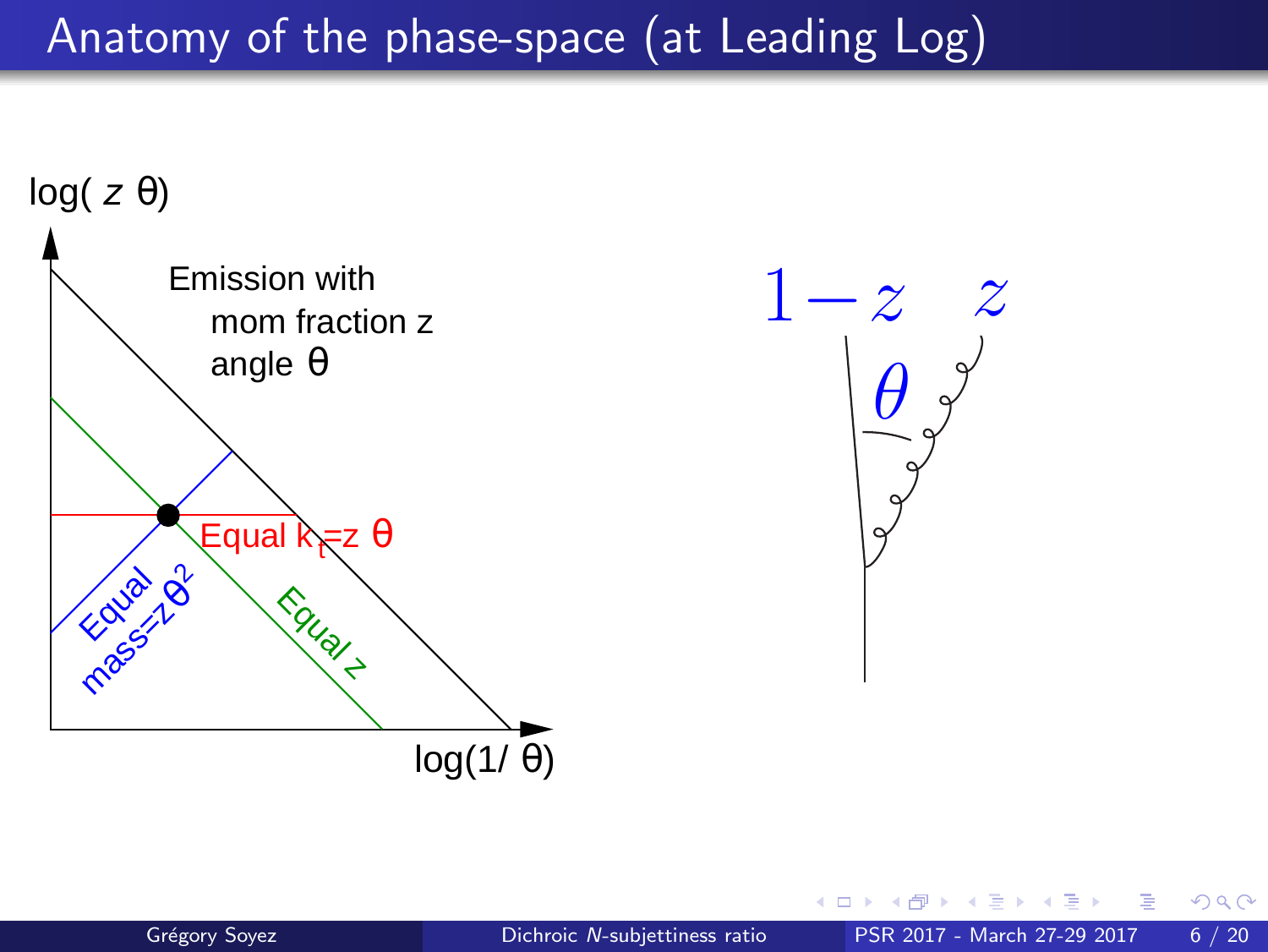# Anatomy of the phase-space (at Leading Log)

$\log(z\,\theta)$

Emission with
mom fraction z
angle $\theta$

Equal $k_t = z\,\theta$

Equal mass$=z\theta^2$

Equal z

$\log(1/\theta)$

$1-z$ $z$

$\theta$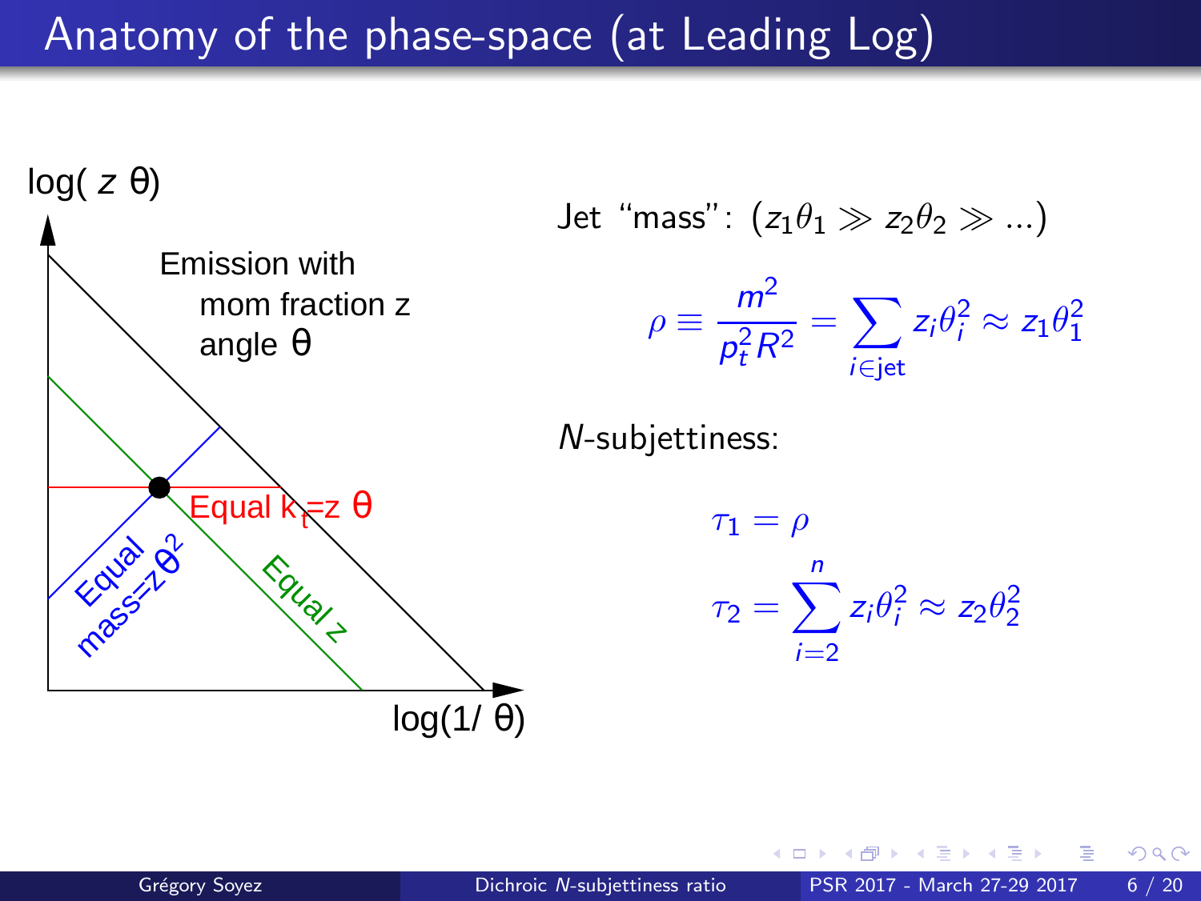# Anatomy of the phase-space (at Leading Log)

log( $z$ θ)

Emission with
mom fraction z
angle θ

Equal $k_t$=z θ

Equal mass=z$\theta^2$

Equal z

log(1/ θ)

Jet "mass": $(z_1\theta_1 \gg z_2\theta_2 \gg ...)$

$$\rho \equiv \frac{m^2}{p_t^2 R^2} = \sum_{i \in \text{jet}} z_i \theta_i^2 \approx z_1 \theta_1^2$$

$N$-subjettiness:

$$\tau_1 = \rho$$

$$\tau_2 = \sum_{i=2}^{n} z_i \theta_i^2 \approx z_2 \theta_2^2$$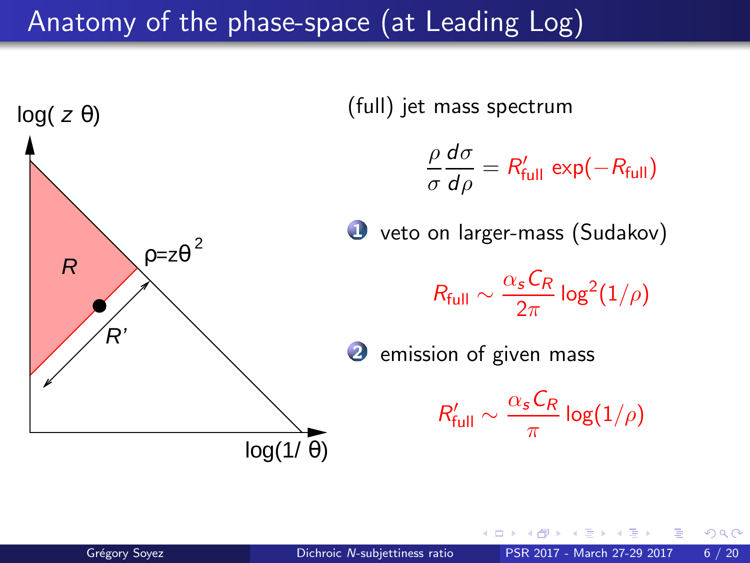# Anatomy of the phase-space (at Leading Log)

log( $z$ θ)

$R$

$\rho = z\theta^2$

$R'$

log(1/ θ)

(full) jet mass spectrum

$$\frac{\rho}{\sigma}\frac{d\sigma}{d\rho} = R'_{\text{full}} \exp(-R_{\text{full}})$$

1. veto on larger-mass (Sudakov)

$$R_{\text{full}} \sim \frac{\alpha_s C_R}{2\pi} \log^2(1/\rho)$$

2. emission of given mass

$$R'_{\text{full}} \sim \frac{\alpha_s C_R}{\pi} \log(1/\rho)$$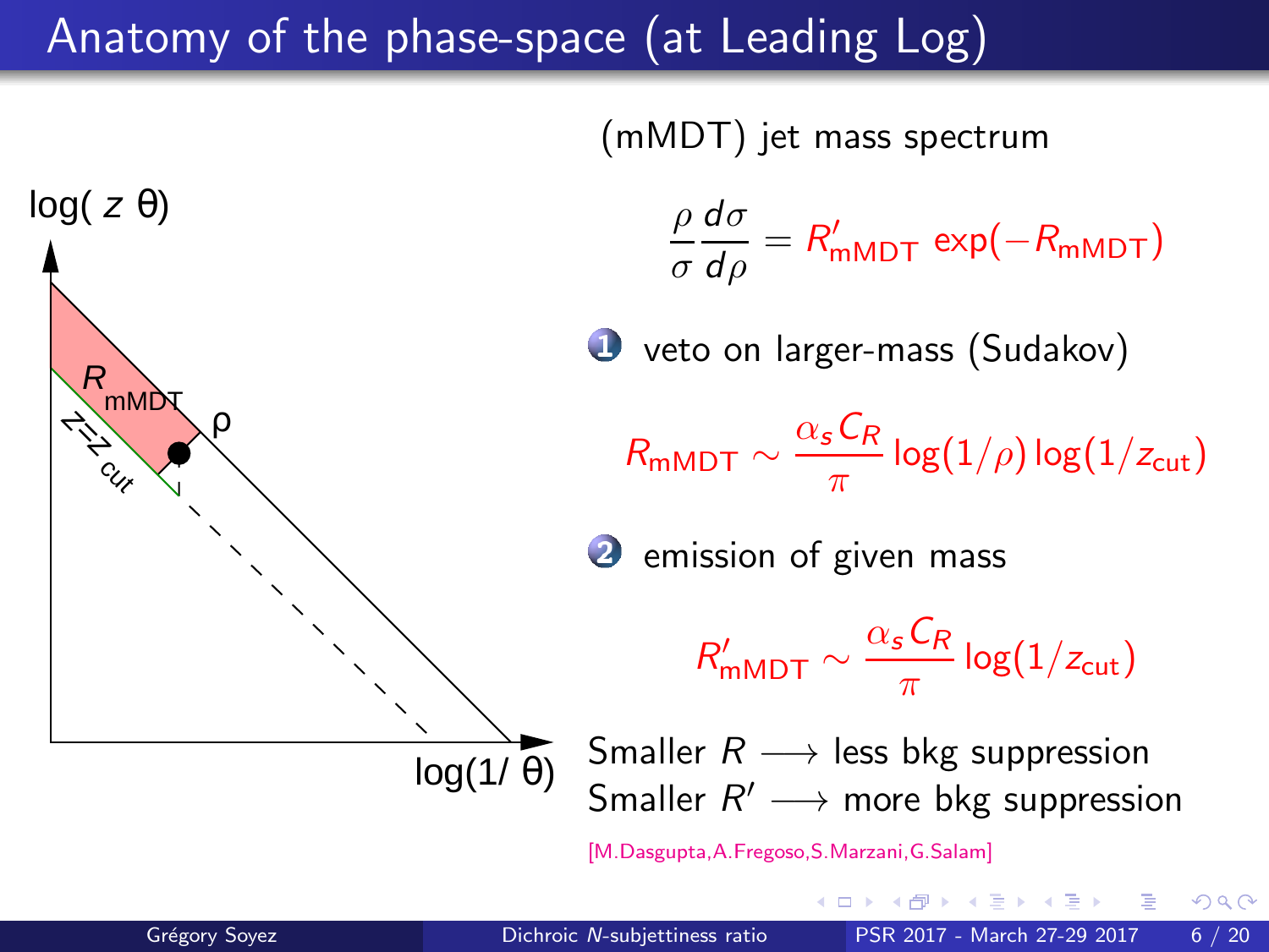# Anatomy of the phase-space (at Leading Log)

(mMDT) jet mass spectrum

$$\frac{\rho}{\sigma}\frac{d\sigma}{d\rho} = R'_{\text{mMDT}} \exp(-R_{\text{mMDT}})$$

1. veto on larger-mass (Sudakov)

$$R_{\text{mMDT}} \sim \frac{\alpha_s C_R}{\pi} \log(1/\rho) \log(1/z_{\text{cut}})$$

2. emission of given mass

$$R'_{\text{mMDT}} \sim \frac{\alpha_s C_R}{\pi} \log(1/z_{\text{cut}})$$

Smaller $R$ $\longrightarrow$ less bkg suppression
Smaller $R'$ $\longrightarrow$ more bkg suppression

[M.Dasgupta,A.Fregoso,S.Marzani,G.Salam]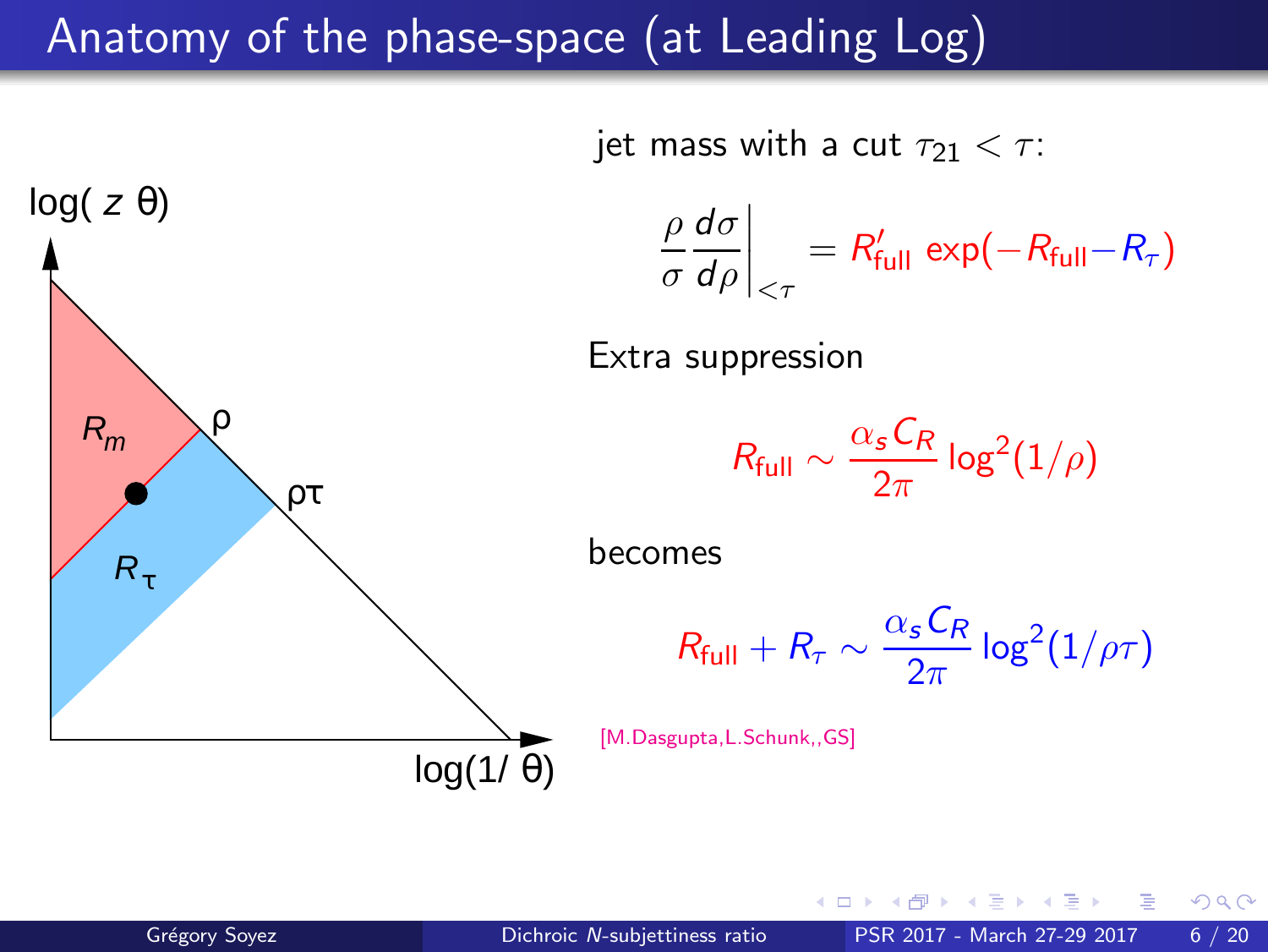# Anatomy of the phase-space (at Leading Log)

log( $z$ θ)

$R_m$ ρ

ρτ

$R_\tau$

log(1/ θ)

jet mass with a cut $\tau_{21} < \tau$:

$$\frac{\rho}{\sigma}\frac{d\sigma}{d\rho}\bigg|_{<\tau} = R'_{\text{full}}\, \exp(-R_{\text{full}} - R_\tau)$$

Extra suppression

$$R_{\text{full}} \sim \frac{\alpha_s C_R}{2\pi}\log^2(1/\rho)$$

becomes

$$R_{\text{full}} + R_\tau \sim \frac{\alpha_s C_R}{2\pi}\log^2(1/\rho\tau)$$

[M.Dasgupta,L.Schunk,,GS]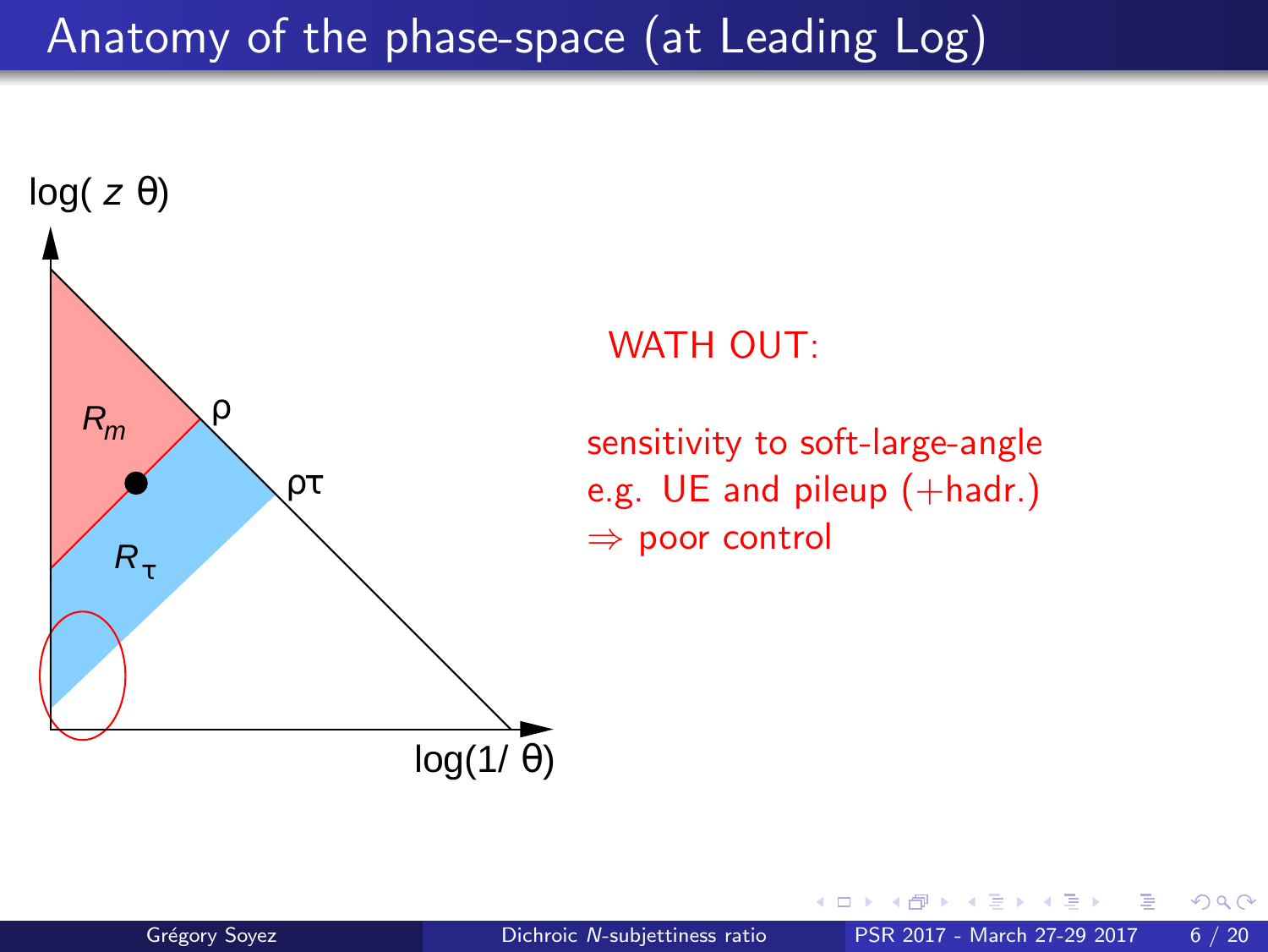# Anatomy of the phase-space (at Leading Log)

WATH OUT:

sensitivity to soft-large-angle
e.g. UE and pileup (+hadr.)
$\Rightarrow$ poor control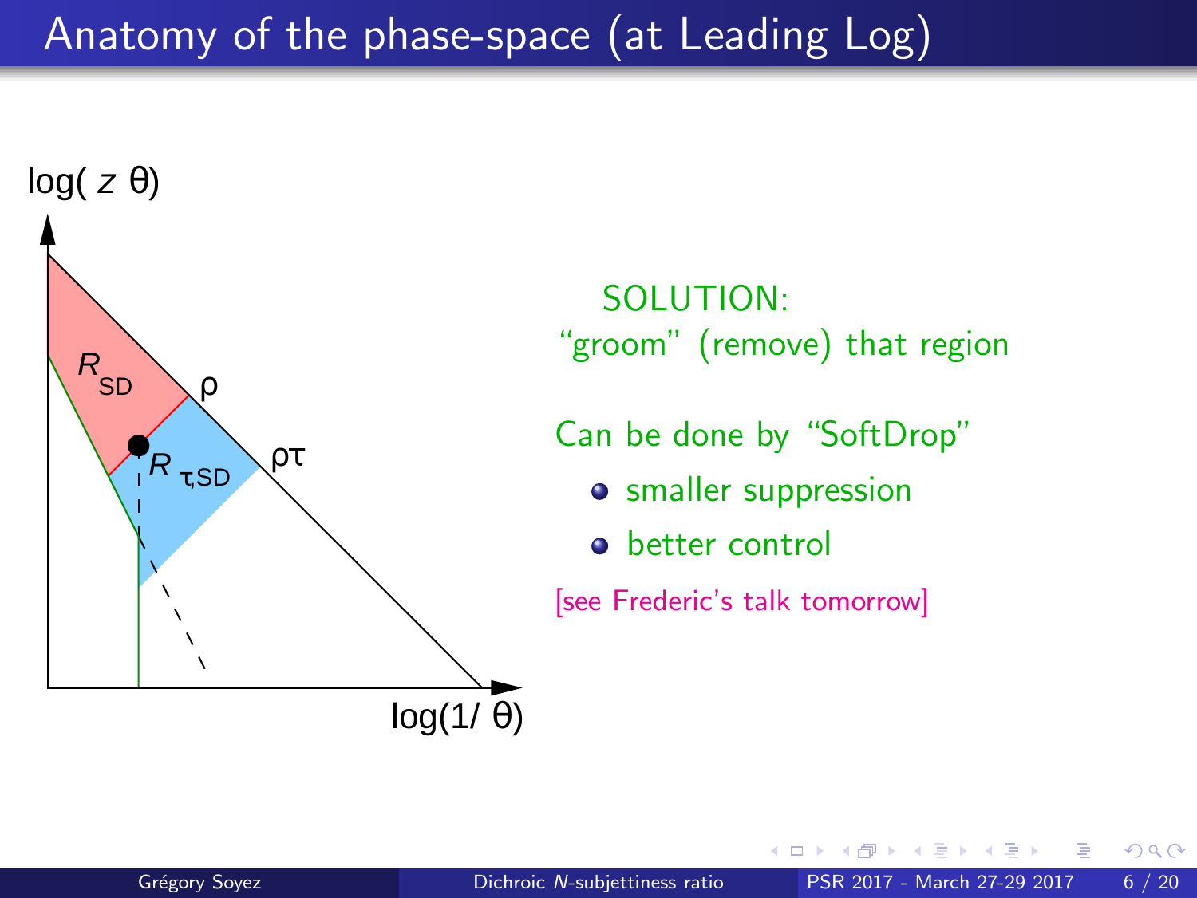# Anatomy of the phase-space (at Leading Log)

$\log(z\,\theta)$

$R_{SD}$

$\rho$

$R_{\tau,SD}$

$\rho\tau$

$\log(1/\theta)$

SOLUTION:
"groom" (remove) that region

Can be done by "SoftDrop"

- smaller suppression
- better control

[see Frederic's talk tomorrow]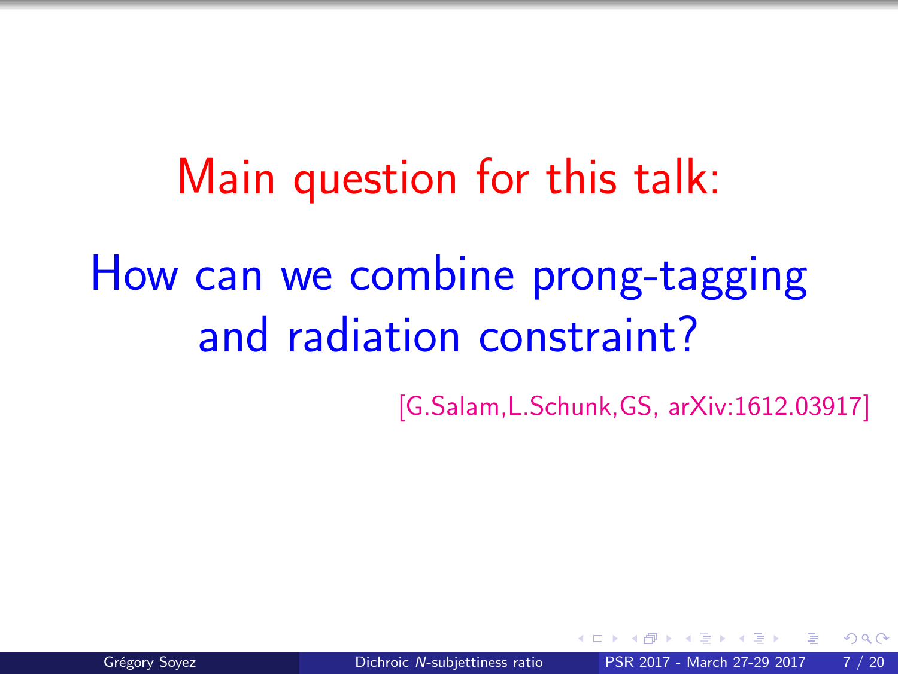# Main question for this talk:

## How can we combine prong-tagging and radiation constraint?

[G.Salam,L.Schunk,GS, arXiv:1612.03917]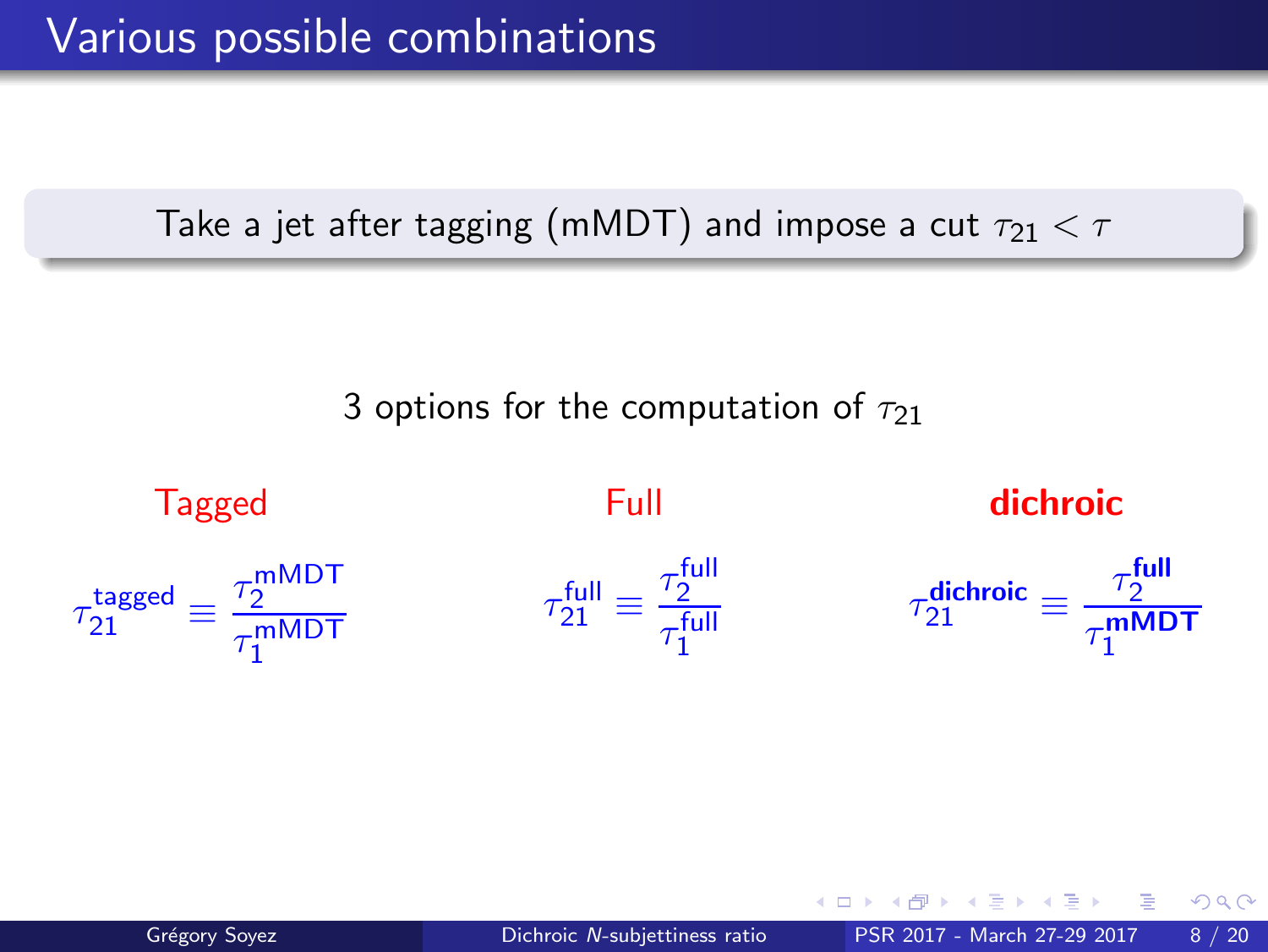# Various possible combinations

Take a jet after tagging (mMDT) and impose a cut $\tau_{21} < \tau$

3 options for the computation of $\tau_{21}$

**Tagged**

$$\tau_{21}^{\text{tagged}} \equiv \frac{\tau_2^{\text{mMDT}}}{\tau_1^{\text{mMDT}}}$$

**Full**

$$\tau_{21}^{\text{full}} \equiv \frac{\tau_2^{\text{full}}}{\tau_1^{\text{full}}}$$

**dichroic**

$$\tau_{21}^{\textbf{dichroic}} \equiv \frac{\tau_2^{\textbf{full}}}{\tau_1^{\textbf{mMDT}}}$$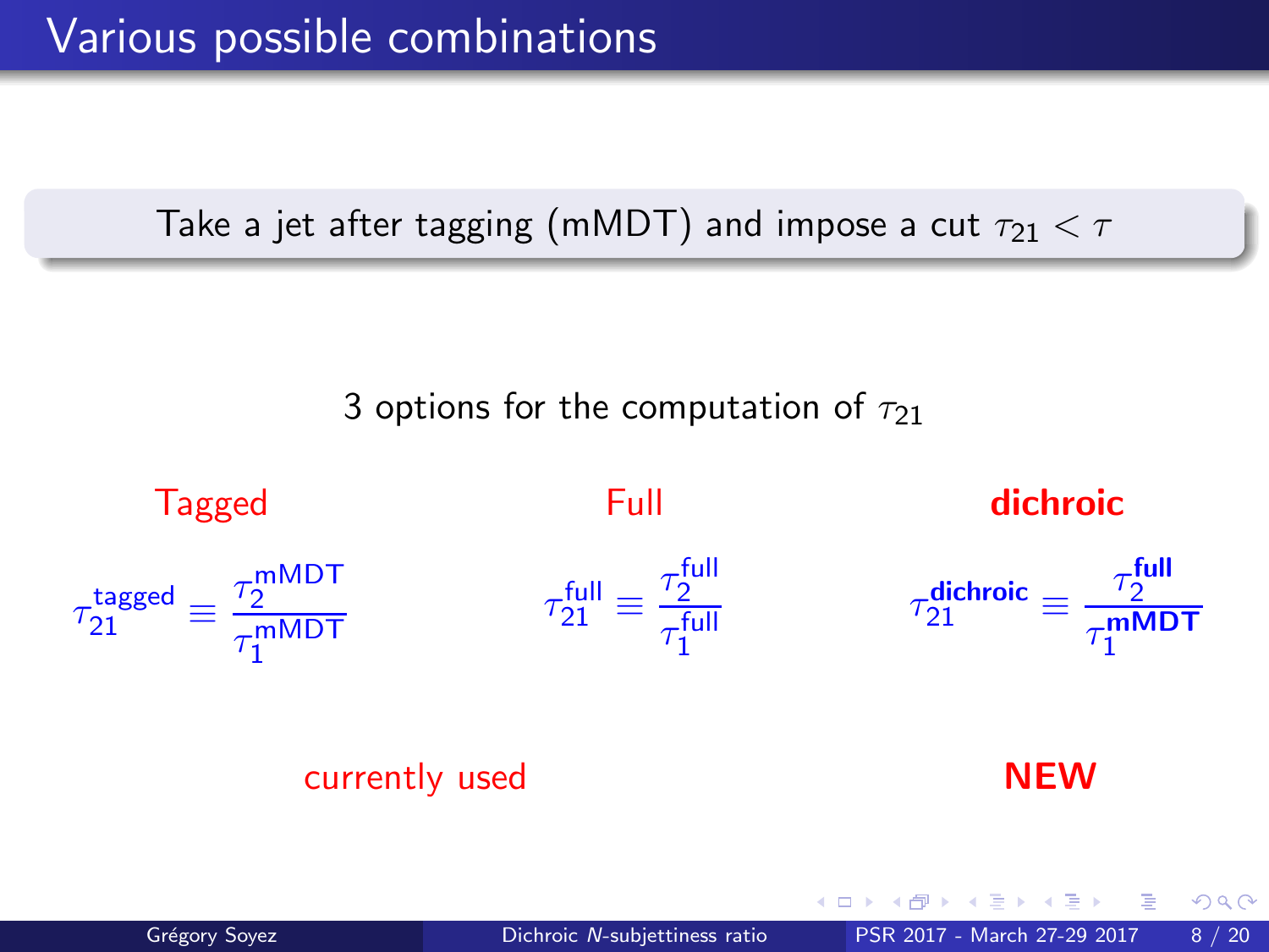# Various possible combinations

Take a jet after tagging (mMDT) and impose a cut $\tau_{21} < \tau$

3 options for the computation of $\tau_{21}$

**Tagged**

$$\tau_{21}^{\text{tagged}} \equiv \frac{\tau_2^{\text{mMDT}}}{\tau_1^{\text{mMDT}}}$$

currently used

**Full**

$$\tau_{21}^{\text{full}} \equiv \frac{\tau_2^{\text{full}}}{\tau_1^{\text{full}}}$$

**dichroic**

$$\tau_{21}^{\textbf{dichroic}} \equiv \frac{\tau_2^{\textbf{full}}}{\tau_1^{\textbf{mMDT}}}$$

**NEW**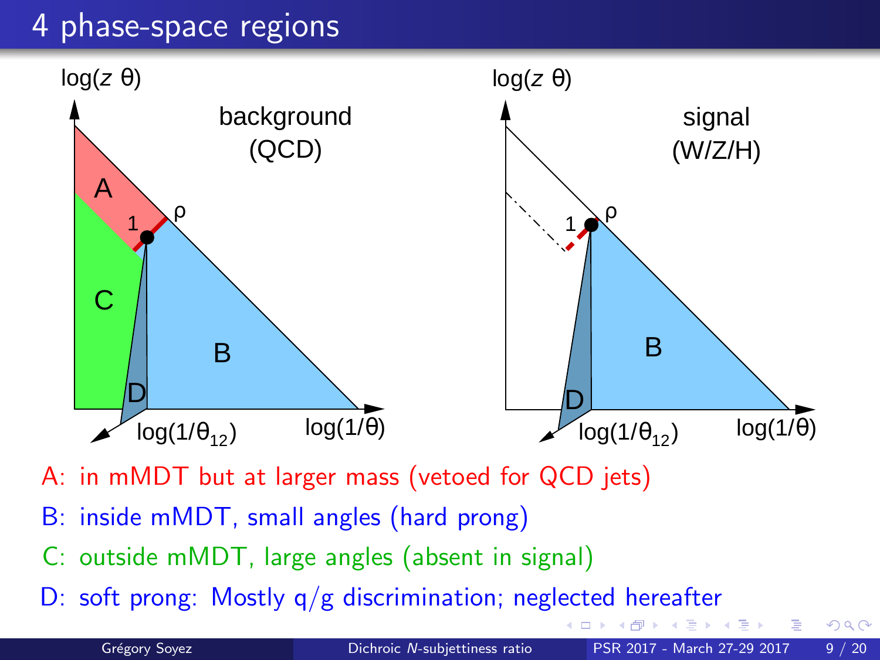# 4 phase-space regions

log($z$ θ)

background (QCD)

A

1

ρ

C

B

D

log($1/\theta_{12}$)

log($1/\theta$)

log($z$ θ)

signal (W/Z/H)

1

ρ

B

D

log($1/\theta_{12}$)

log($1/\theta$)

A: in mMDT but at larger mass (vetoed for QCD jets)

B: inside mMDT, small angles (hard prong)

C: outside mMDT, large angles (absent in signal)

D: soft prong: Mostly q/g discrimination; neglected hereafter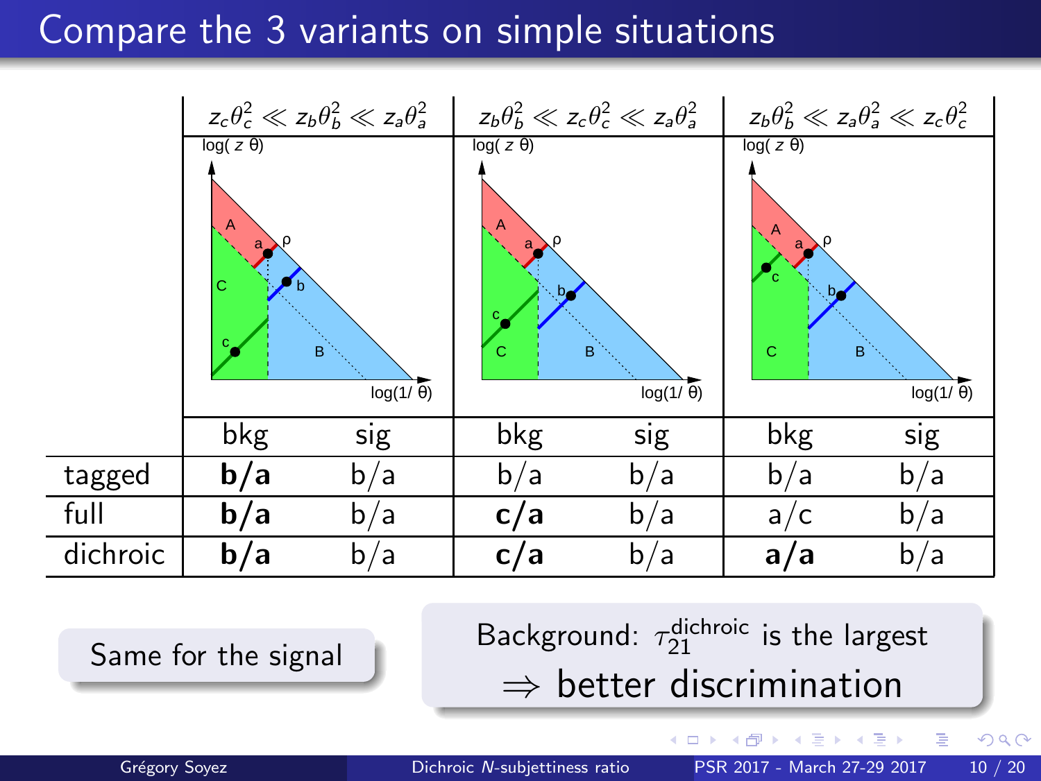# Compare the 3 variants on simple situations

| | $z_c\theta_c^2 \ll z_b\theta_b^2 \ll z_a\theta_a^2$ | | $z_b\theta_b^2 \ll z_c\theta_c^2 \ll z_a\theta_a^2$ | | $z_b\theta_b^2 \ll z_a\theta_a^2 \ll z_c\theta_c^2$ | |
|---|---|---|---|---|---|---|
| | bkg | sig | bkg | sig | bkg | sig |
| tagged | **b/a** | b/a | b/a | b/a | b/a | b/a |
| full | **b/a** | b/a | **c/a** | b/a | a/c | b/a |
| dichroic | **b/a** | b/a | **c/a** | b/a | **a/a** | b/a |

Same for the signal

Background: $\tau_{21}^{\text{dichroic}}$ is the largest

$\Rightarrow$ better discrimination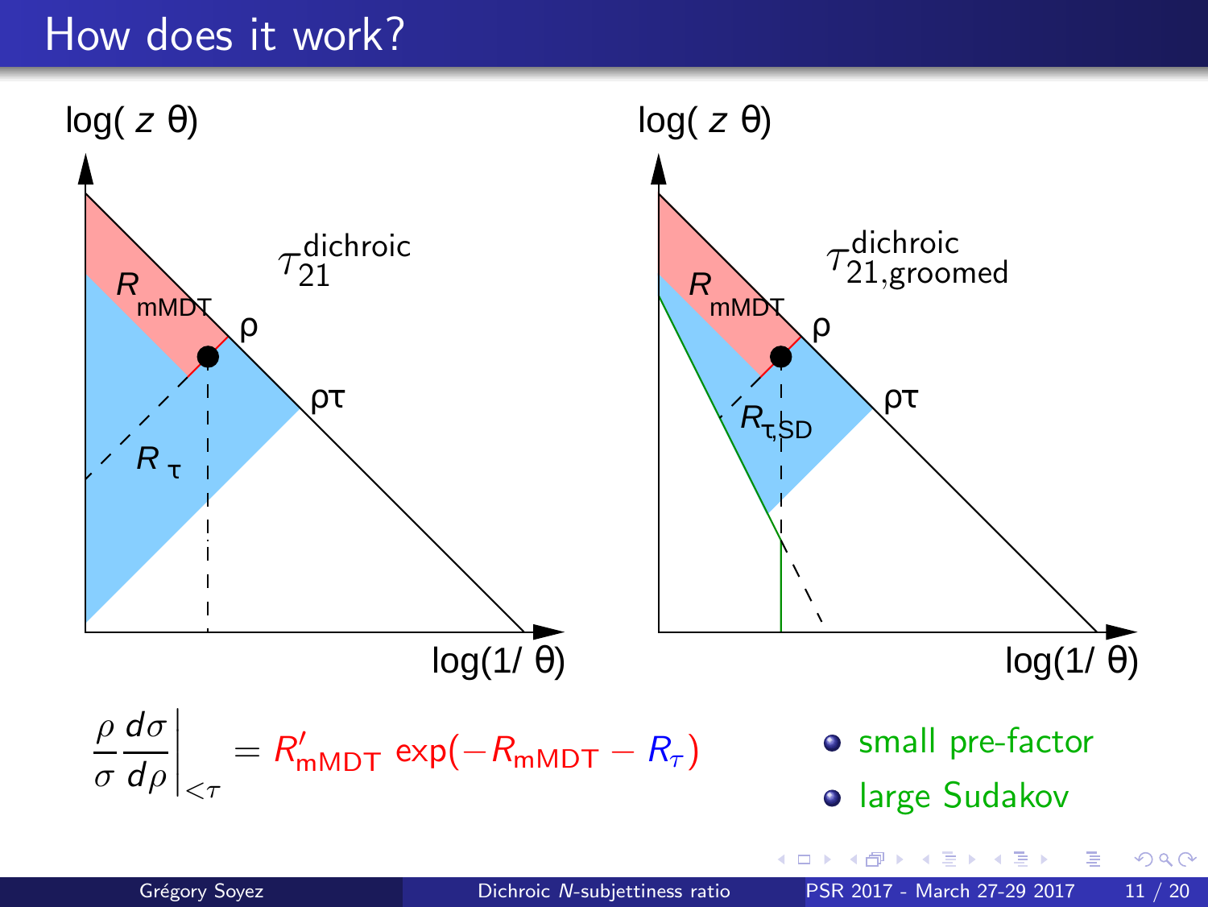# How does it work?

$\tau_{21}^{\text{dichroic}}$

$\tau_{21,\text{groomed}}^{\text{dichroic}}$

$$\left.\frac{\rho}{\sigma}\frac{d\sigma}{d\rho}\right|_{<\tau} = R'_{\text{mMDT}} \exp(-R_{\text{mMDT}} - R_\tau)$$

- small pre-factor
- large Sudakov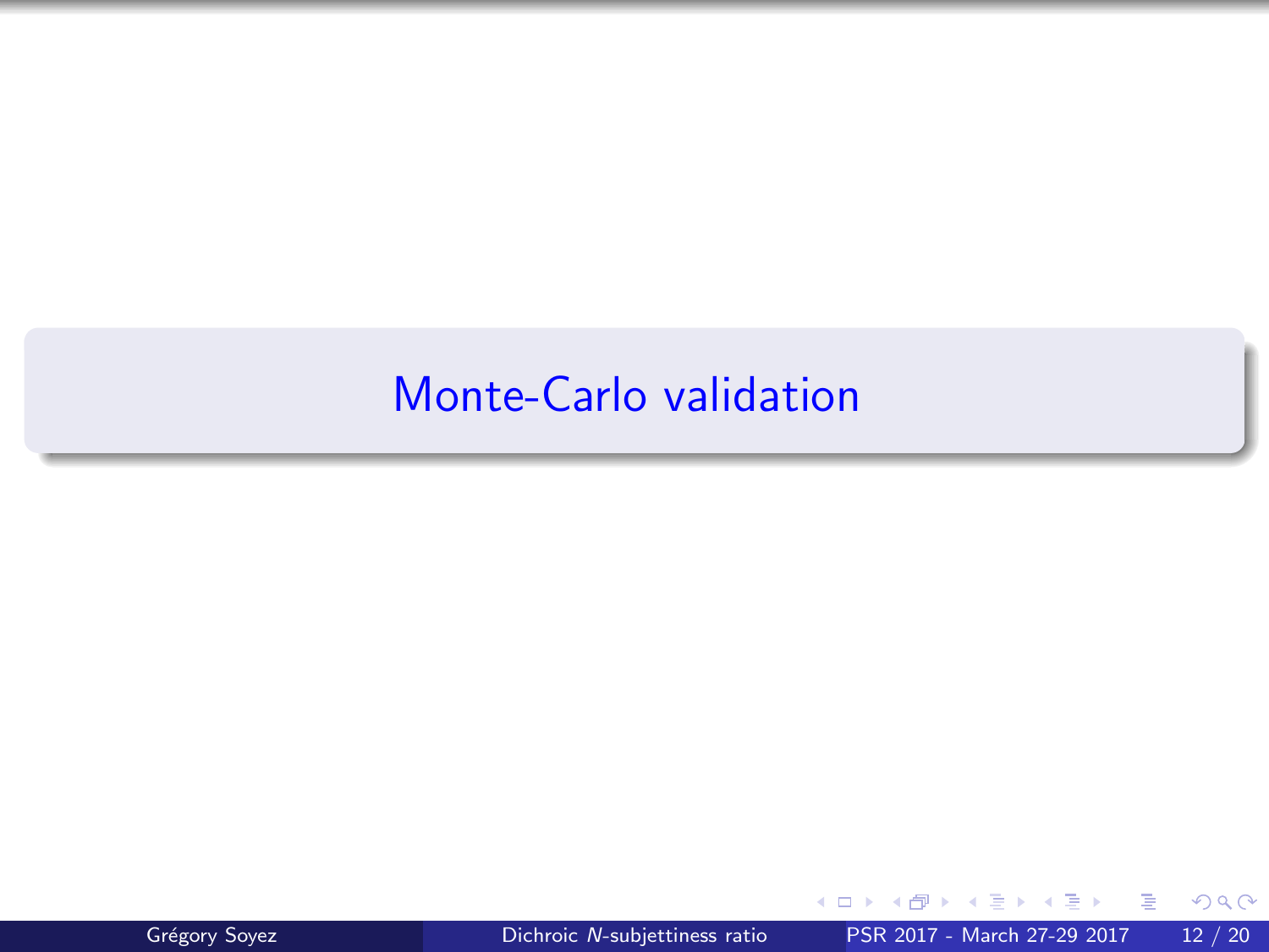# Monte-Carlo validation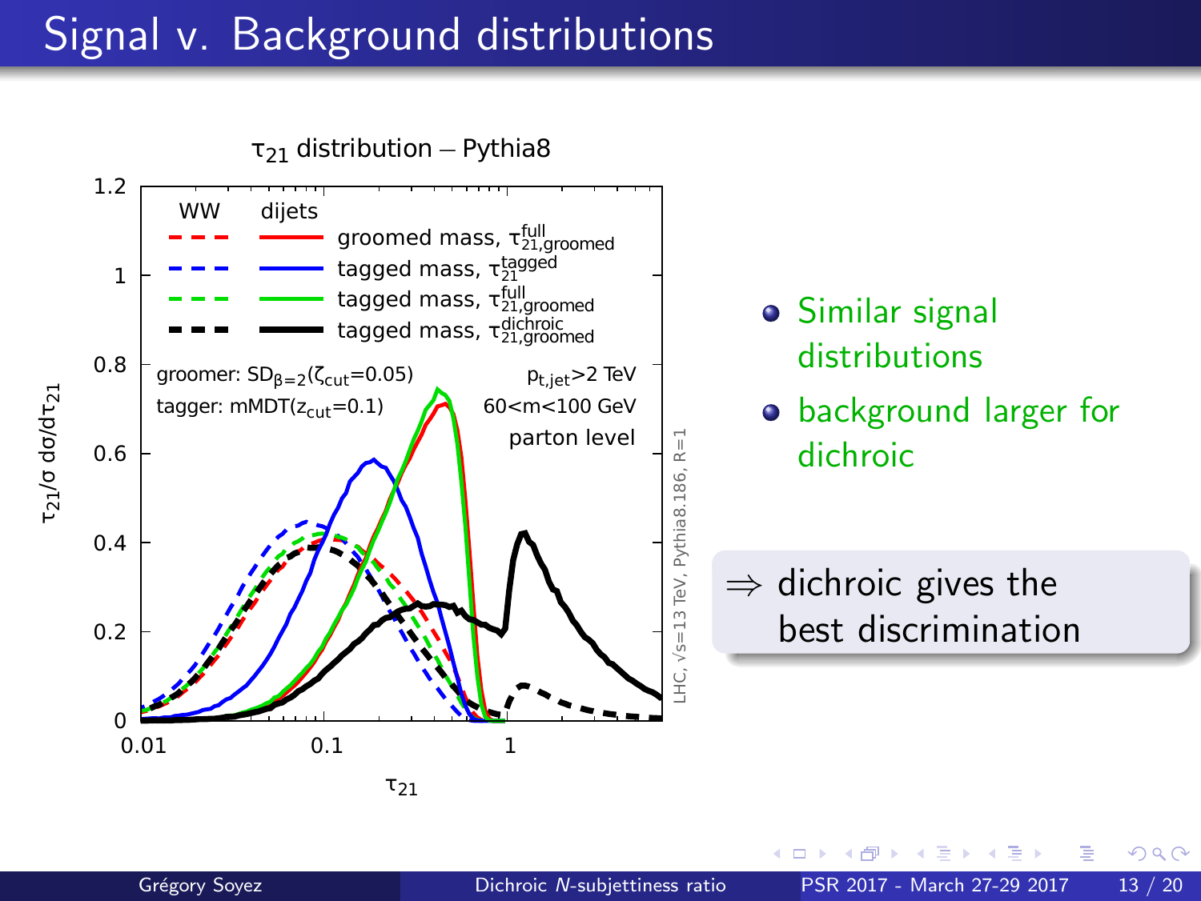# Signal v. Background distributions

$\tau_{21}$ distribution – Pythia8

| WW | dijets | |
|---|---|---|
| red dashed | red solid | groomed mass, $\tau_{21,\text{groomed}}^{\text{full}}$ |
| blue dashed | blue solid | tagged mass, $\tau_{21}^{\text{tagged}}$ |
| green dashed | green solid | tagged mass, $\tau_{21,\text{groomed}}^{\text{full}}$ |
| black dashed | black solid | tagged mass, $\tau_{21,\text{groomed}}^{\text{dichroic}}$ |

groomer: $\text{SD}_{\beta=2}(\zeta_{\text{cut}}=0.05)$

tagger: $\text{mMDT}(z_{\text{cut}}=0.1)$

$p_{t,\text{jet}}>2$ TeV

$60<m<100$ GeV

parton level

LHC, $\sqrt{s}=13$ TeV, Pythia8.186, R=1

y-axis: $\tau_{21}/\sigma \, d\sigma/d\tau_{21}$ — x-axis: $\tau_{21}$

- Similar signal distributions
- background larger for dichroic

$\Rightarrow$ dichroic gives the best discrimination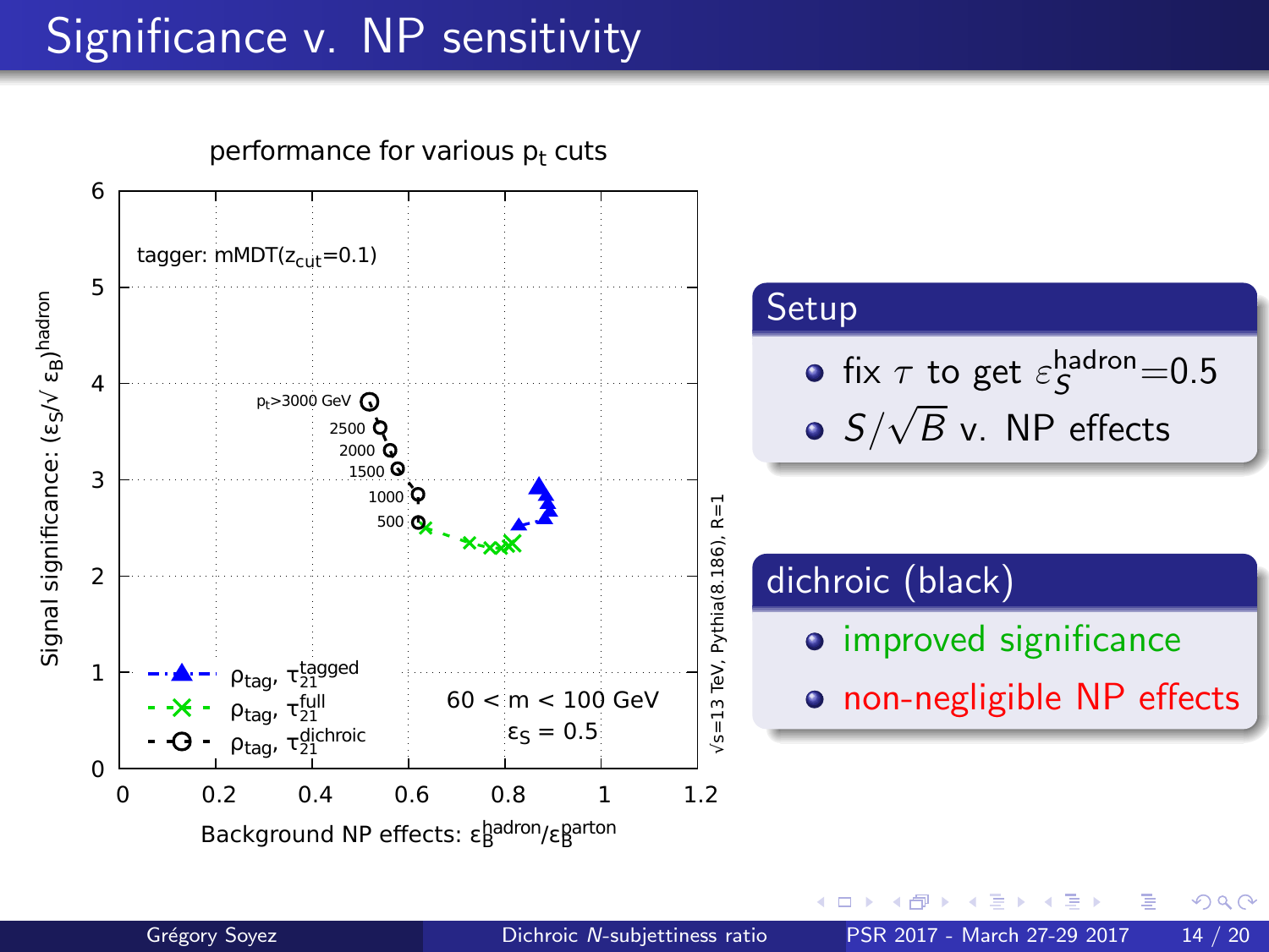# Significance v. NP sensitivity

performance for various $p_t$ cuts

tagger: mMDT($z_{cut}$=0.1)

Signal significance: $(\varepsilon_S/\sqrt{\varepsilon_B})^{hadron}$

Background NP effects: $\varepsilon_B^{hadron}/\varepsilon_B^{parton}$

$p_t$>3000 GeV, 2500, 2000, 1500, 1000, 500

$\rho_{tag}$, $\tau_{21}^{tagged}$

$\rho_{tag}$, $\tau_{21}^{full}$

$\rho_{tag}$, $\tau_{21}^{dichroic}$

60 < m < 100 GeV

$\varepsilon_S$ = 0.5

$\sqrt{s}$=13 TeV, Pythia(8.186), R=1

## Setup

- fix $\tau$ to get $\varepsilon_S^{hadron}$=0.5
- $S/\sqrt{B}$ v. NP effects

## dichroic (black)

- improved significance
- non-negligible NP effects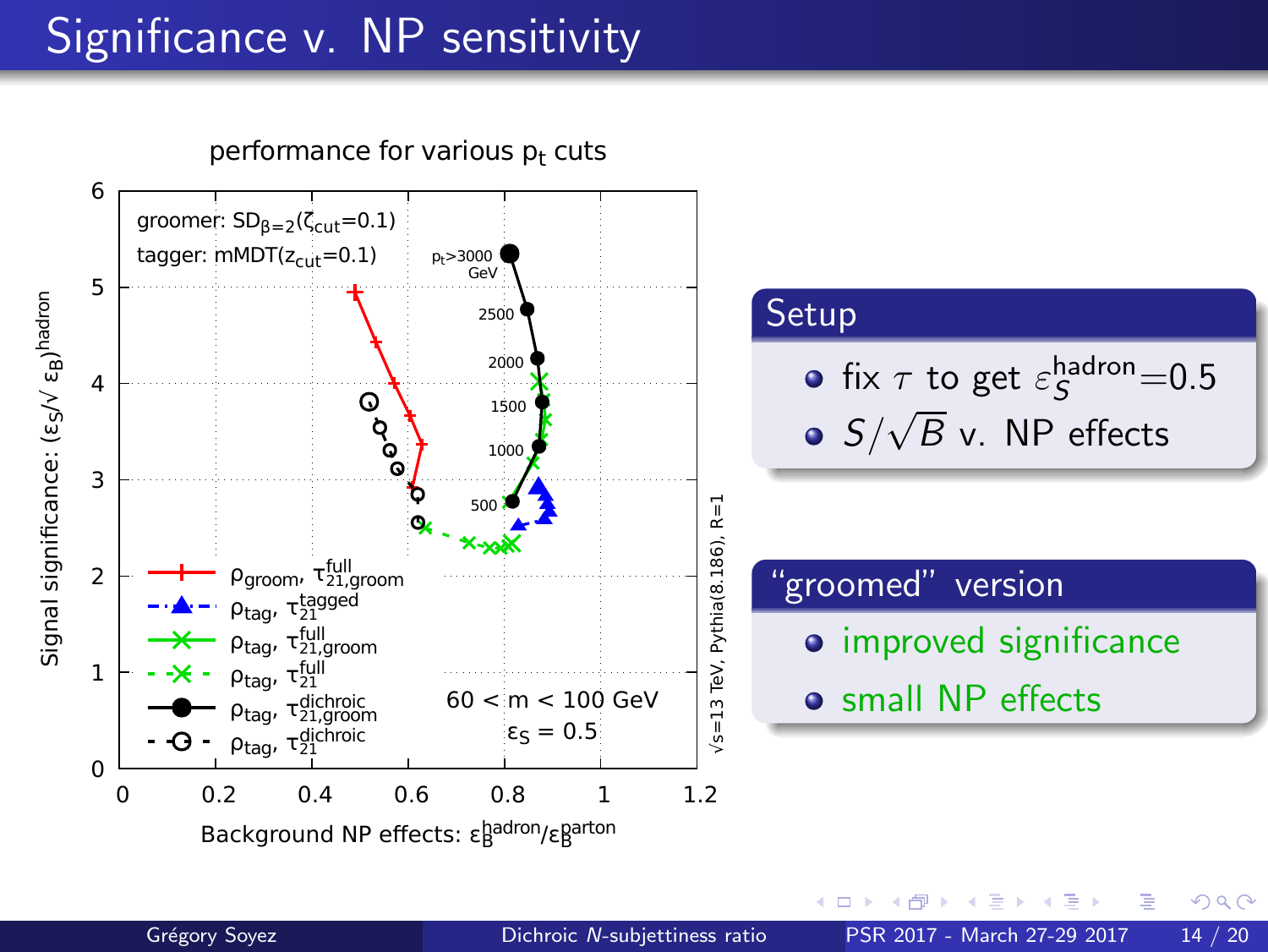# Significance v. NP sensitivity

performance for various $p_t$ cuts

groomer: $SD_{\beta=2}(\zeta_{cut}=0.1)$

tagger: mMDT($z_{cut}$=0.1)

Signal significance: $(\varepsilon_S/\sqrt{\varepsilon_B})^{hadron}$

Background NP effects: $\varepsilon_B^{hadron}/\varepsilon_B^{parton}$

$p_t$>3000 GeV, 2500, 2000, 1500, 1000, 500

- $\rho_{groom}$, $\tau_{21,groom}^{full}$
- $\rho_{tag}$, $\tau_{21}^{tagged}$
- $\rho_{tag}$, $\tau_{21,groom}^{full}$
- $\rho_{tag}$, $\tau_{21}^{full}$
- $\rho_{tag}$, $\tau_{21,groom}^{dichroic}$
- $\rho_{tag}$, $\tau_{21}^{dichroic}$

60 < m < 100 GeV

$\varepsilon_S$ = 0.5

$\sqrt{s}$=13 TeV, Pythia(8.186), R=1

## Setup

- fix $\tau$ to get $\varepsilon_S^{hadron}$=0.5
- $S/\sqrt{B}$ v. NP effects

## "groomed" version

- improved significance
- small NP effects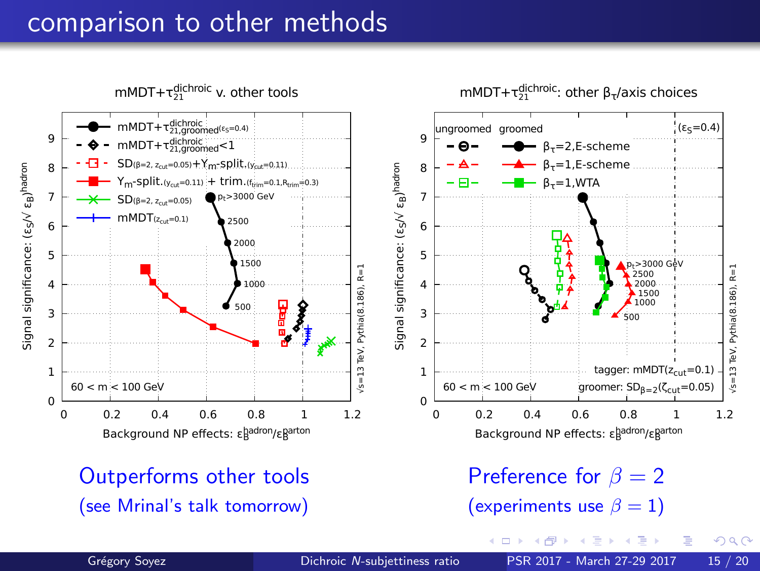# comparison to other methods

**mMDT+$\tau_{21}^{\text{dichroic}}$ v. other tools**

- mMDT+$\tau_{21,\text{groomed}}^{\text{dichroic}}$ ($\epsilon_S$=0.4)
- mMDT+$\tau_{21,\text{groomed}}^{\text{dichroic}}$<1
- SD($\beta$=2, $z_{cut}$=0.05)+$Y_m$-split.($y_{cut}$=0.11)
- $Y_m$-split.($y_{cut}$=0.11) + trim.($f_{trim}$=0.1,$R_{trim}$=0.3)
- SD($\beta$=2, $z_{cut}$=0.05)
- mMDT($z_{cut}$=0.1)

$p_t$>3000 GeV, 2500, 2000, 1500, 1000, 500

60 < m < 100 GeV

$\sqrt{s}$=13 TeV, Pythia(8.186), R=1

Signal significance: $(\epsilon_S/\sqrt{\epsilon_B})^{\text{hadron}}$

Background NP effects: $\epsilon_B^{\text{hadron}}/\epsilon_B^{\text{parton}}$

**mMDT+$\tau_{21}^{\text{dichroic}}$: other $\beta_\tau$/axis choices**

ungroomed groomed ($\epsilon_S$=0.4)

- $\beta_\tau$=2,E-scheme
- $\beta_\tau$=1,E-scheme
- $\beta_\tau$=1,WTA

$p_t$>3000 GeV, 2500, 2000, 1500, 1000, 500

tagger: mMDT($z_{cut}$=0.1)

groomer: SD$_{\beta=2}$($\zeta_{cut}$=0.05)

60 < m < 100 GeV

$\sqrt{s}$=13 TeV, Pythia(8.186), R=1

Signal significance: $(\epsilon_S/\sqrt{\epsilon_B})^{\text{hadron}}$

Background NP effects: $\epsilon_B^{\text{hadron}}/\epsilon_B^{\text{parton}}$

Outperforms other tools
(see Mrinal's talk tomorrow)

Preference for $\beta = 2$
(experiments use $\beta = 1$)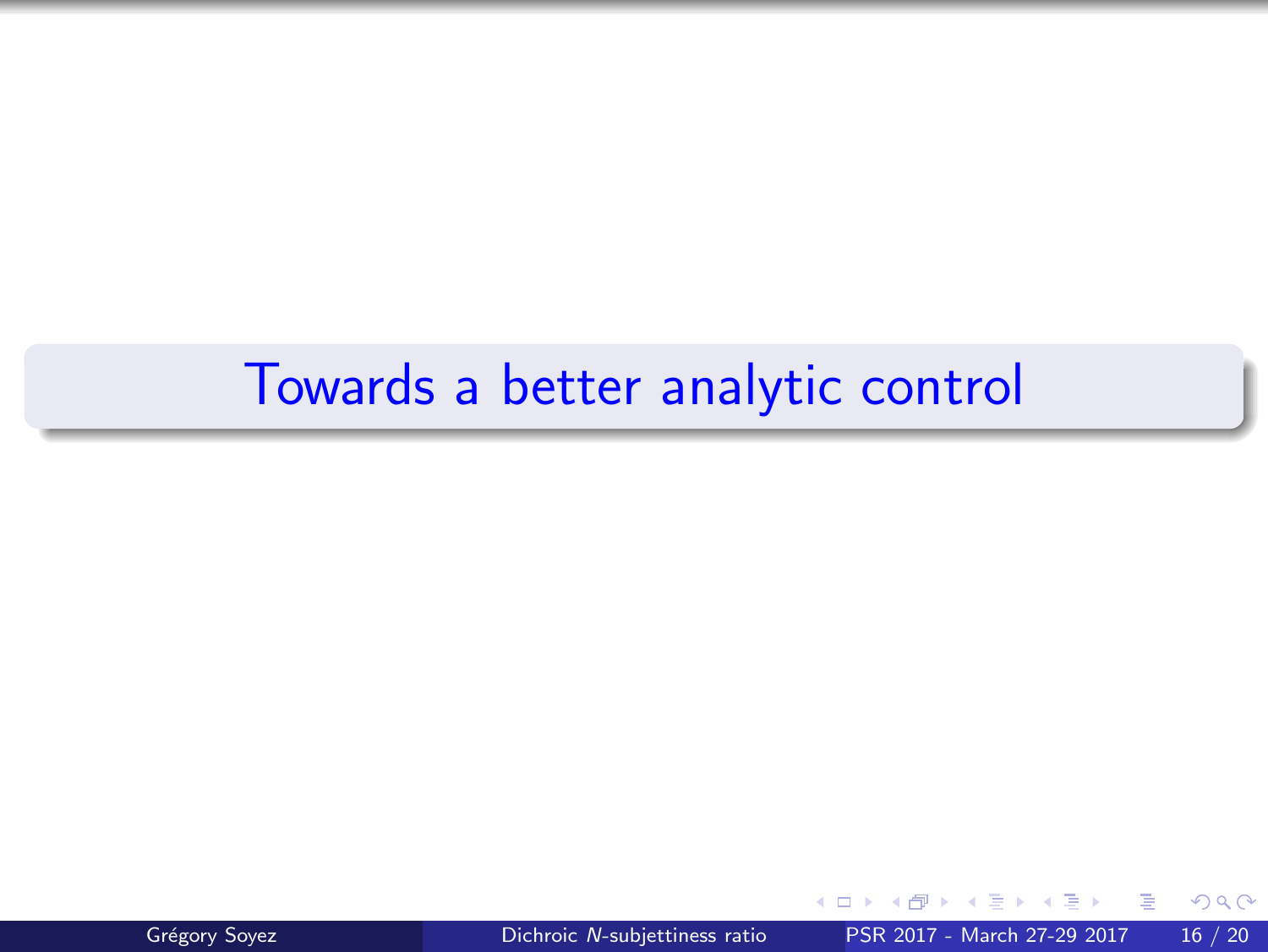# Towards a better analytic control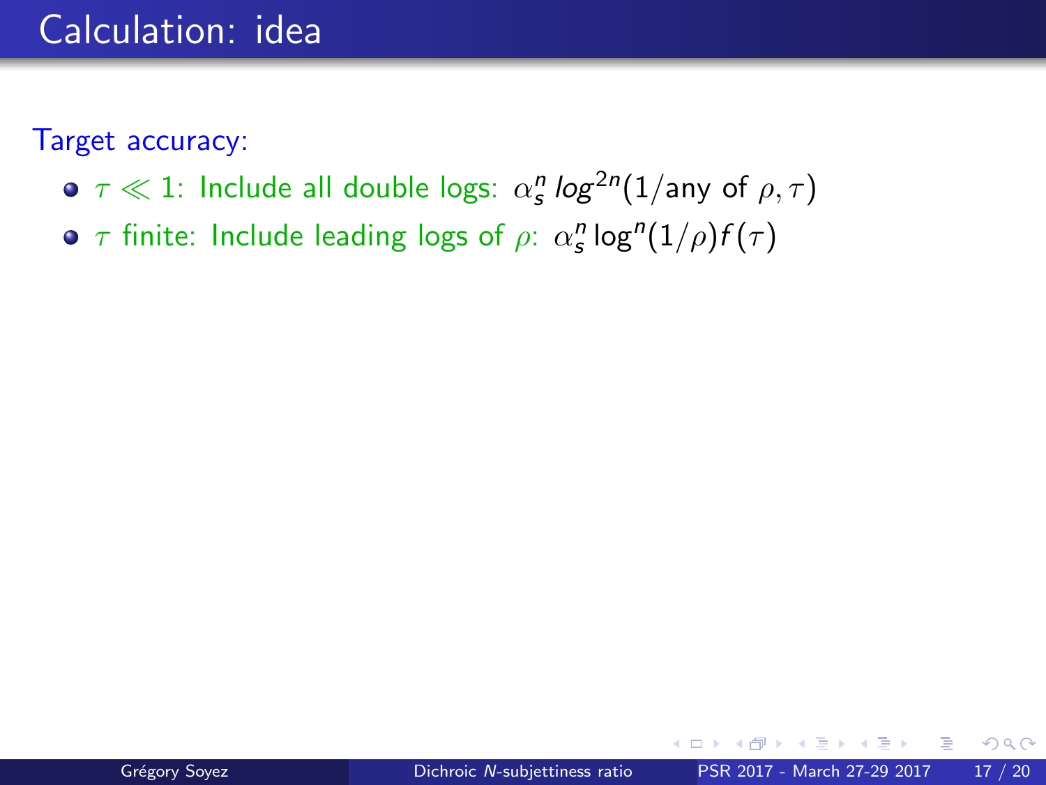# Calculation: idea

Target accuracy:

- $\tau \ll 1$: Include all double logs: $\alpha_s^n \, log^{2n}(1/\text{any of } \rho, \tau)$
- $\tau$ finite: Include leading logs of $\rho$: $\alpha_s^n \log^n(1/\rho) f(\tau)$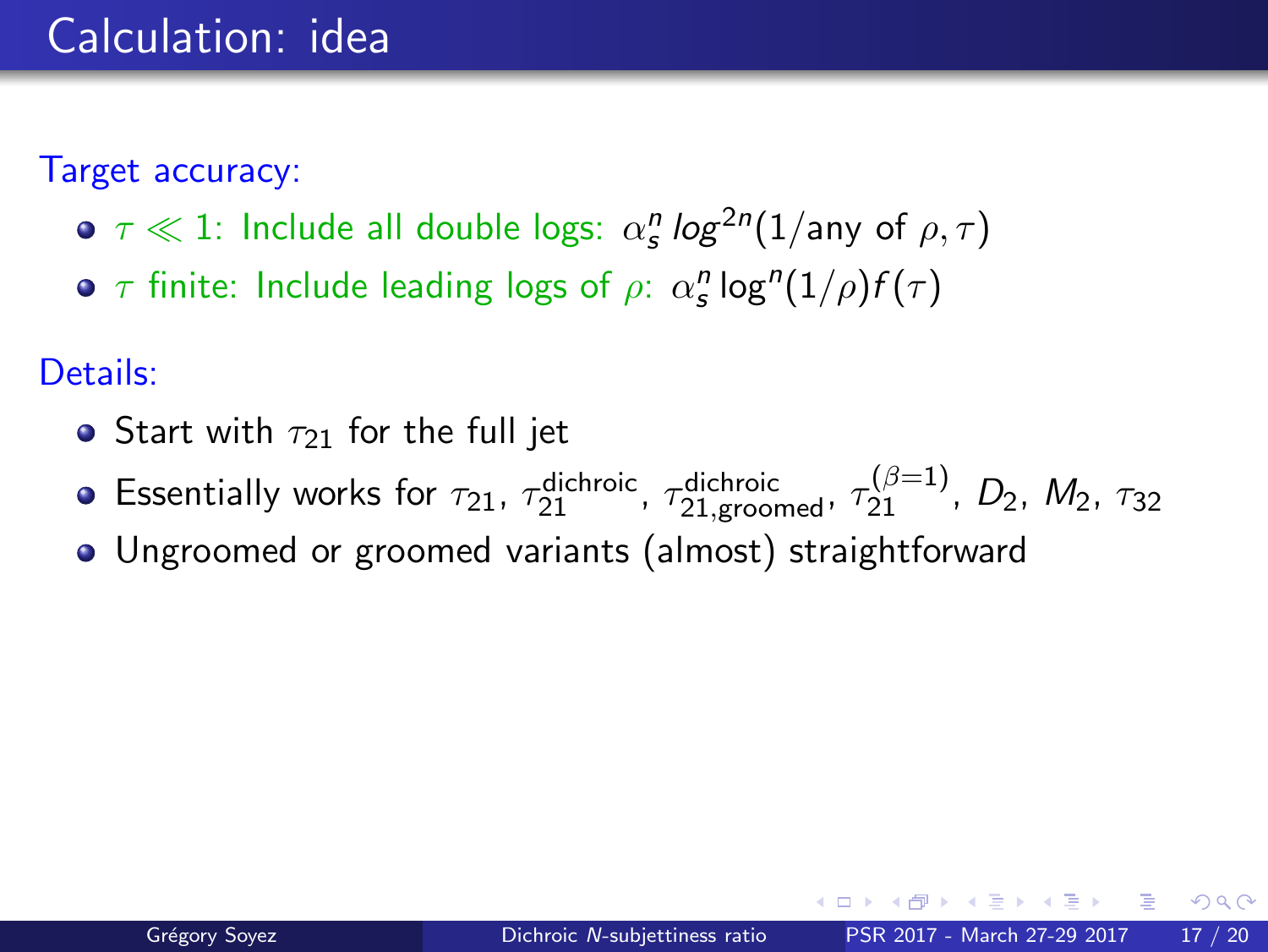# Calculation: idea

Target accuracy:

- $\tau \ll 1$: Include all double logs: $\alpha_s^n \, log^{2n}(1/\text{any of } \rho, \tau)$
- $\tau$ finite: Include leading logs of $\rho$: $\alpha_s^n \log^n(1/\rho) f(\tau)$

Details:

- Start with $\tau_{21}$ for the full jet
- Essentially works for $\tau_{21}$, $\tau_{21}^{\text{dichroic}}$, $\tau_{21,\text{groomed}}^{\text{dichroic}}$, $\tau_{21}^{(\beta=1)}$, $D_2$, $M_2$, $\tau_{32}$
- Ungroomed or groomed variants (almost) straightforward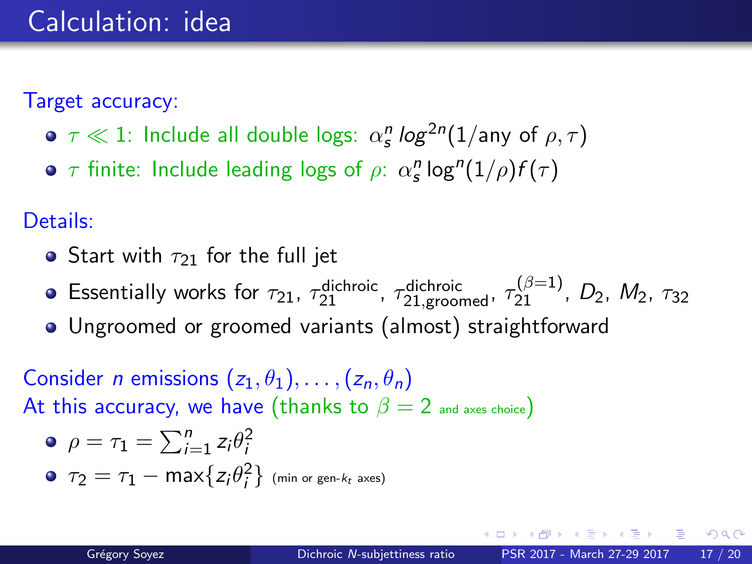# Calculation: idea

Target accuracy:

- $\tau \ll 1$: Include all double logs: $\alpha_s^n \, log^{2n}(1/\text{any of } \rho, \tau)$
- $\tau$ finite: Include leading logs of $\rho$: $\alpha_s^n \log^n(1/\rho) f(\tau)$

Details:

- Start with $\tau_{21}$ for the full jet
- Essentially works for $\tau_{21}$, $\tau_{21}^{\text{dichroic}}$, $\tau_{21,\text{groomed}}^{\text{dichroic}}$, $\tau_{21}^{(\beta=1)}$, $D_2$, $M_2$, $\tau_{32}$
- Ungroomed or groomed variants (almost) straightforward

Consider $n$ emissions $(z_1, \theta_1), \ldots, (z_n, \theta_n)$
At this accuracy, we have (thanks to $\beta = 2$ and axes choice)

- $\rho = \tau_1 = \sum_{i=1}^{n} z_i \theta_i^2$
- $\tau_2 = \tau_1 - \max\{z_i \theta_i^2\}$ (min or gen-$k_t$ axes)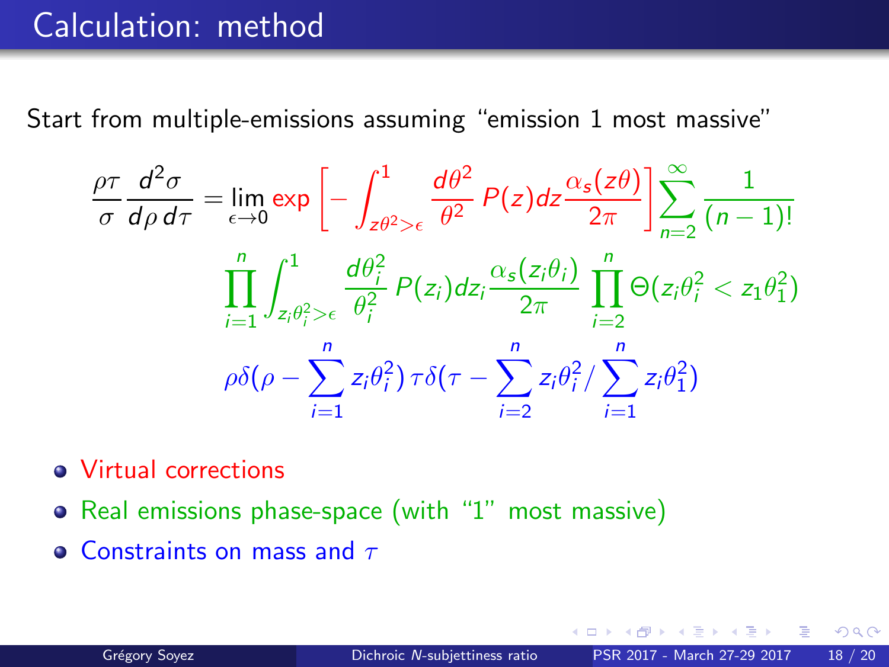# Calculation: method

Start from multiple-emissions assuming "emission 1 most massive"

$$\frac{\rho\tau}{\sigma}\frac{d^2\sigma}{d\rho\,d\tau} = \lim_{\epsilon\to 0} \exp\left[-\int_{z\theta^2>\epsilon}^{1} \frac{d\theta^2}{\theta^2}\,P(z)dz\frac{\alpha_s(z\theta)}{2\pi}\right]\sum_{n=2}^{\infty}\frac{1}{(n-1)!}$$

$$\prod_{i=1}^{n}\int_{z_i\theta_i^2>\epsilon}^{1}\frac{d\theta_i^2}{\theta_i^2}\,P(z_i)dz_i\frac{\alpha_s(z_i\theta_i)}{2\pi}\prod_{i=2}^{n}\Theta(z_i\theta_i^2 < z_1\theta_1^2)$$

$$\rho\delta(\rho - \sum_{i=1}^{n} z_i\theta_i^2)\,\tau\delta(\tau - \sum_{i=2}^{n} z_i\theta_i^2/\sum_{i=1}^{n} z_i\theta_1^2)$$

- Virtual corrections
- Real emissions phase-space (with "1" most massive)
- Constraints on mass and $\tau$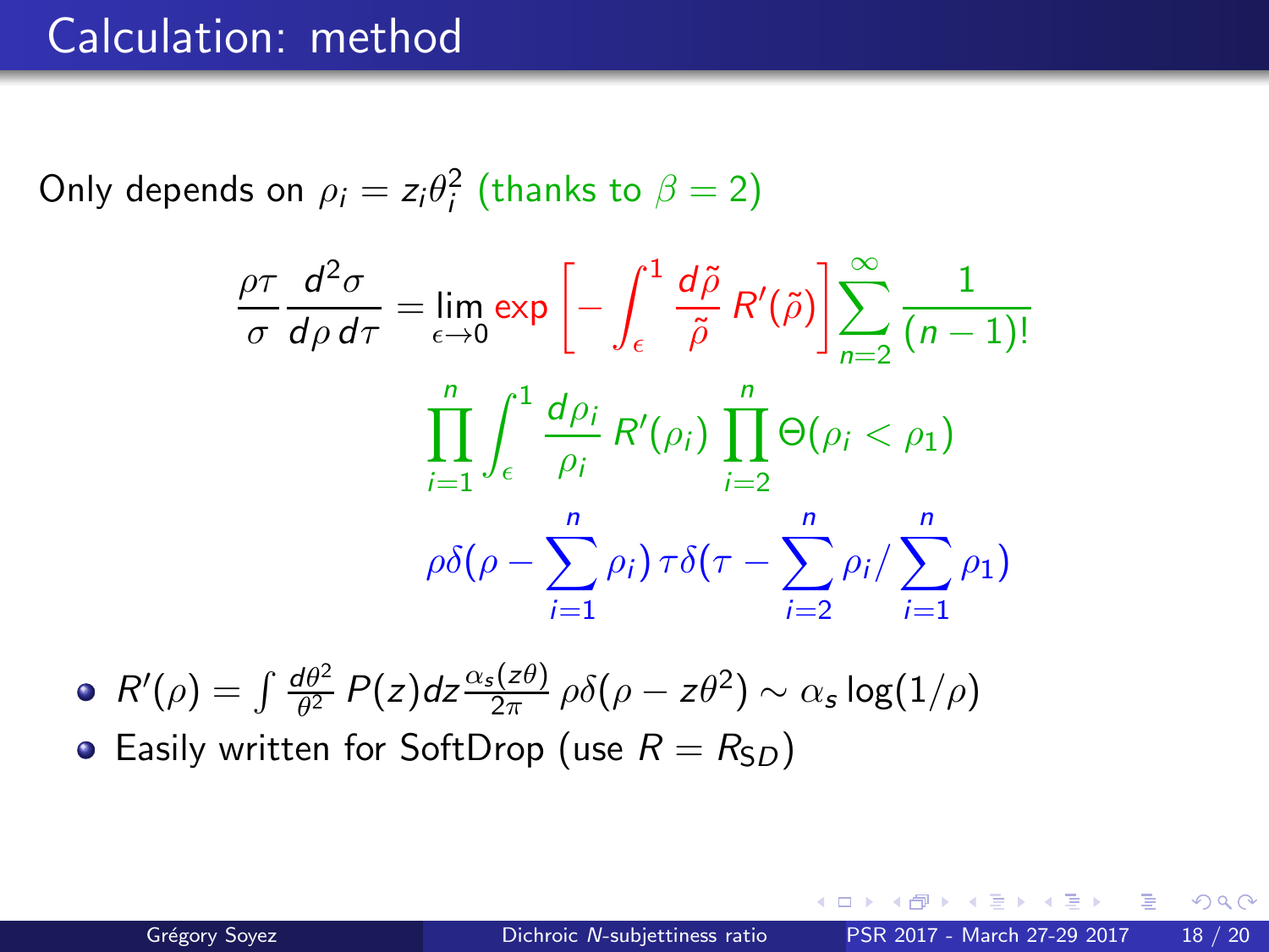# Calculation: method

Only depends on $\rho_i = z_i\theta_i^2$ (thanks to $\beta = 2$)

$$\frac{\rho\tau}{\sigma}\frac{d^2\sigma}{d\rho\, d\tau} = \lim_{\epsilon\to 0} \exp\left[-\int_\epsilon^1 \frac{d\tilde{\rho}}{\tilde{\rho}}\, R'(\tilde{\rho})\right] \sum_{n=2}^{\infty} \frac{1}{(n-1)!}$$

$$\prod_{i=1}^{n} \int_\epsilon^1 \frac{d\rho_i}{\rho_i}\, R'(\rho_i) \prod_{i=2}^{n} \Theta(\rho_i < \rho_1)$$

$$\rho\delta(\rho - \sum_{i=1}^{n}\rho_i)\, \tau\delta(\tau - \sum_{i=2}^{n}\rho_i / \sum_{i=1}^{n}\rho_1)$$

- $R'(\rho) = \int \frac{d\theta^2}{\theta^2} P(z) dz \frac{\alpha_s(z\theta)}{2\pi}\, \rho\delta(\rho - z\theta^2) \sim \alpha_s \log(1/\rho)$
- Easily written for SoftDrop (use $R = R_{SD}$)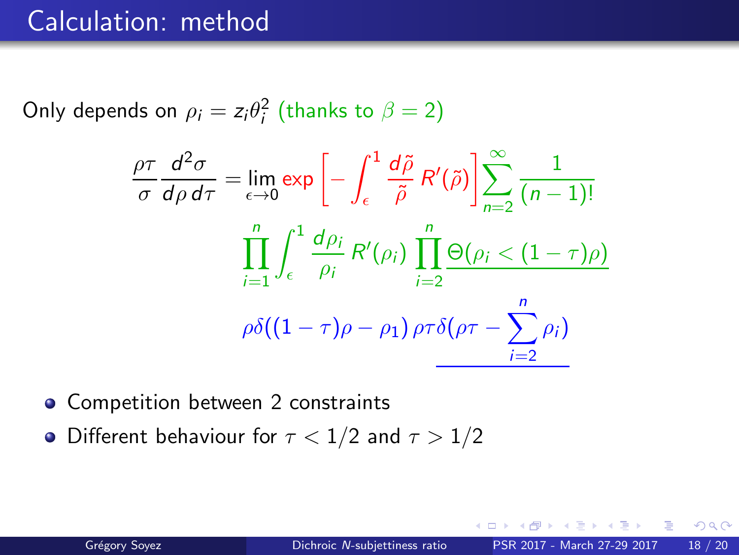# Calculation: method

Only depends on $\rho_i = z_i\theta_i^2$ (thanks to $\beta = 2$)

$$
\frac{\rho\tau}{\sigma}\frac{d^2\sigma}{d\rho\, d\tau} = \lim_{\epsilon\to 0} \exp\left[-\int_\epsilon^1 \frac{d\tilde{\rho}}{\tilde{\rho}} R'(\tilde{\rho})\right] \sum_{n=2}^{\infty} \frac{1}{(n-1)!}
$$

$$
\prod_{i=1}^{n} \int_\epsilon^1 \frac{d\rho_i}{\rho_i} R'(\rho_i) \prod_{i=2}^{n} \underline{\Theta(\rho_i < (1-\tau)\rho)}
$$

$$
\rho\delta((1-\tau)\rho - \rho_1)\, \rho\tau\delta(\underline{\rho\tau - \sum_{i=2}^{n}\rho_i})
$$

- Competition between 2 constraints
- Different behaviour for $\tau < 1/2$ and $\tau > 1/2$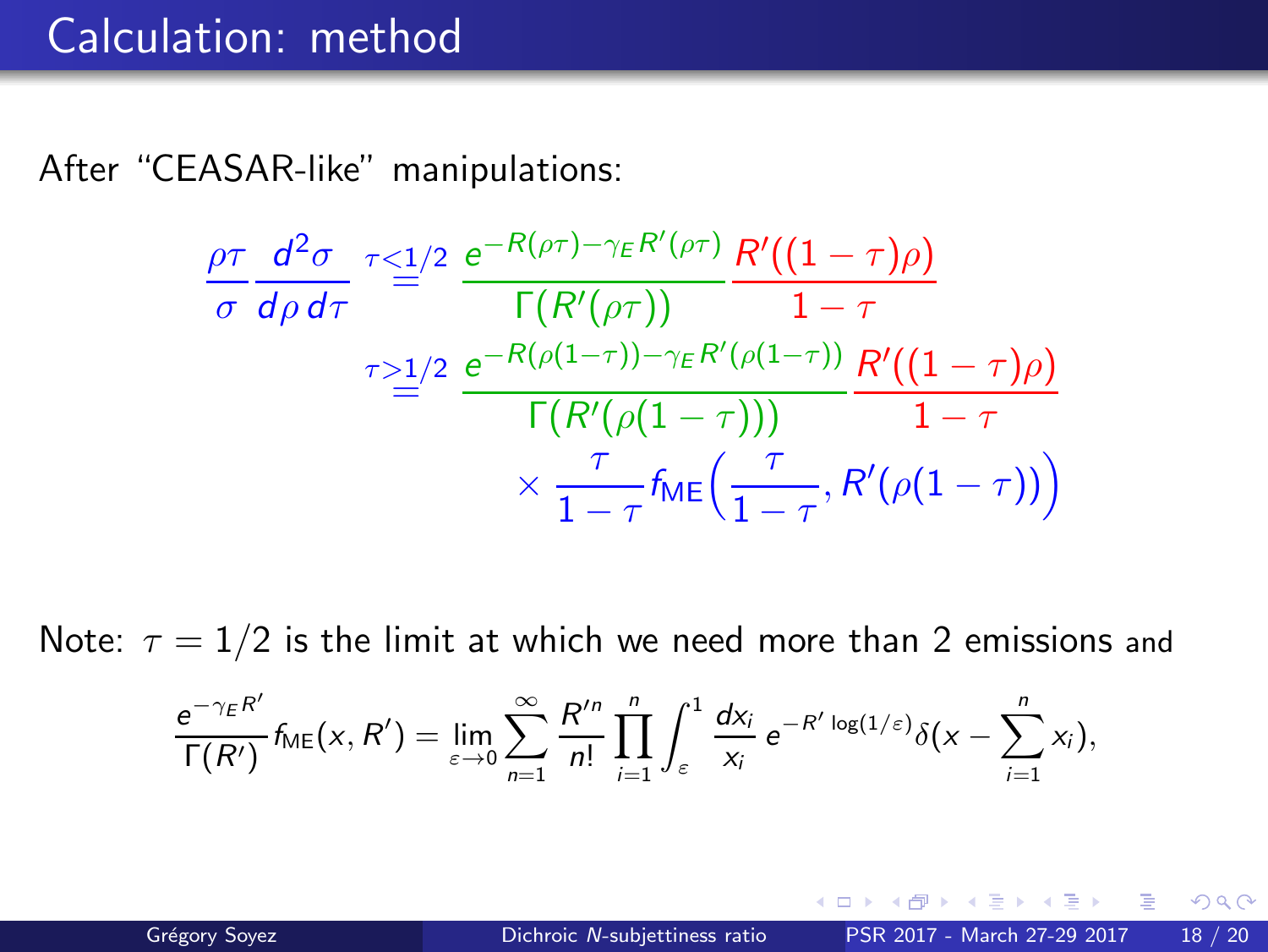# Calculation: method

After "CEASAR-like" manipulations:

$$
\begin{aligned}
\frac{\rho\tau}{\sigma}\frac{d^2\sigma}{d\rho\, d\tau} &\overset{\tau<1/2}{=} \frac{e^{-R(\rho\tau)-\gamma_E R'(\rho\tau)}}{\Gamma(R'(\rho\tau))}\,\frac{R'((1-\tau)\rho)}{1-\tau} \\
&\overset{\tau>1/2}{=} \frac{e^{-R(\rho(1-\tau))-\gamma_E R'(\rho(1-\tau))}}{\Gamma(R'(\rho(1-\tau)))}\,\frac{R'((1-\tau)\rho)}{1-\tau} \\
&\qquad\qquad \times \frac{\tau}{1-\tau} f_{\rm ME}\Big(\frac{\tau}{1-\tau}, R'(\rho(1-\tau))\Big)
\end{aligned}
$$

Note: $\tau = 1/2$ is the limit at which we need more than 2 emissions and

$$
\frac{e^{-\gamma_E R'}}{\Gamma(R')} f_{\rm ME}(x, R') = \lim_{\varepsilon\to 0} \sum_{n=1}^{\infty} \frac{R'^n}{n!} \prod_{i=1}^{n} \int_{\varepsilon}^{1} \frac{dx_i}{x_i}\, e^{-R' \log(1/\varepsilon)} \delta(x - \sum_{i=1}^{n} x_i),
$$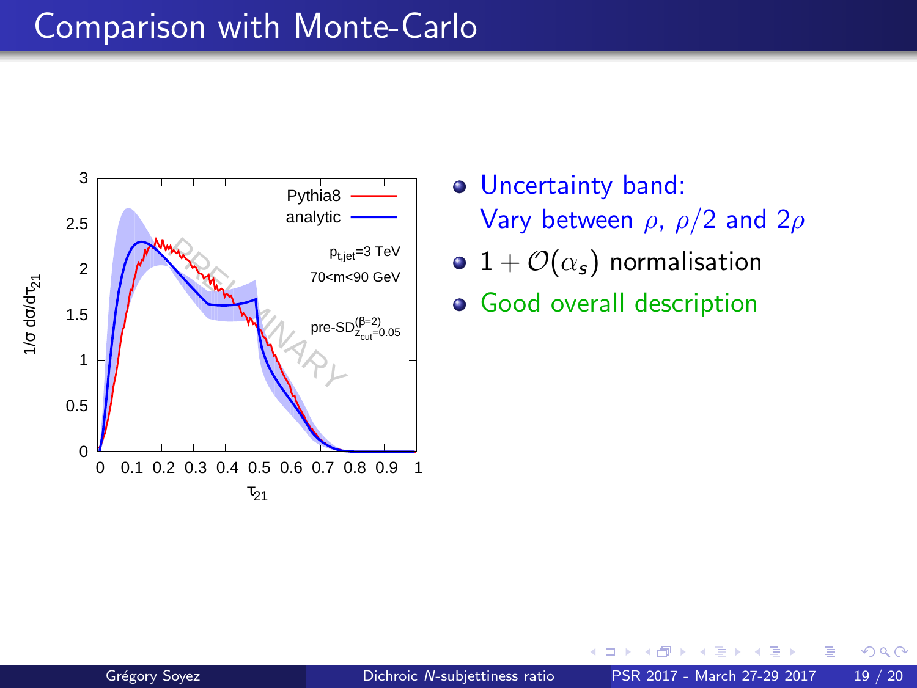# Comparison with Monte-Carlo

- Uncertainty band:
  Vary between $\rho$, $\rho/2$ and $2\rho$
- $1 + \mathcal{O}(\alpha_s)$ normalisation
- Good overall description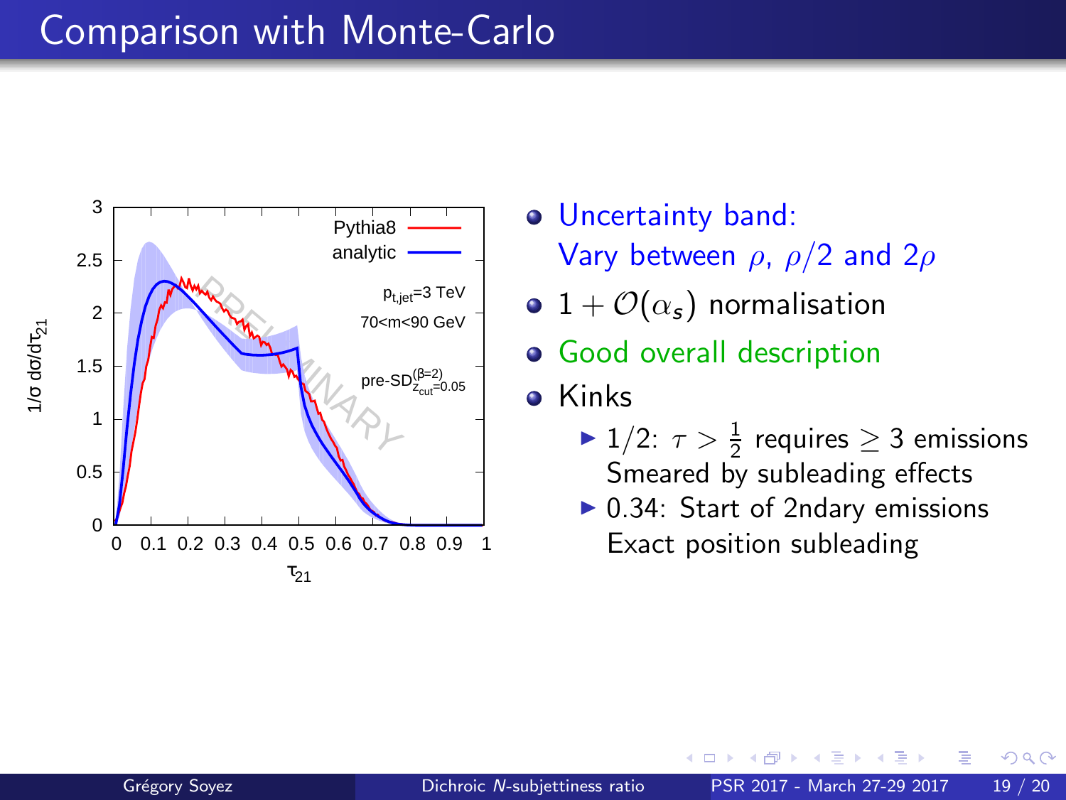# Comparison with Monte-Carlo

- Uncertainty band:
  Vary between $\rho$, $\rho/2$ and $2\rho$
- $1 + \mathcal{O}(\alpha_s)$ normalisation
- Good overall description
- Kinks
  - 1/2: $\tau > \frac{1}{2}$ requires $\geq 3$ emissions
    Smeared by subleading effects
  - 0.34: Start of 2ndary emissions
    Exact position subleading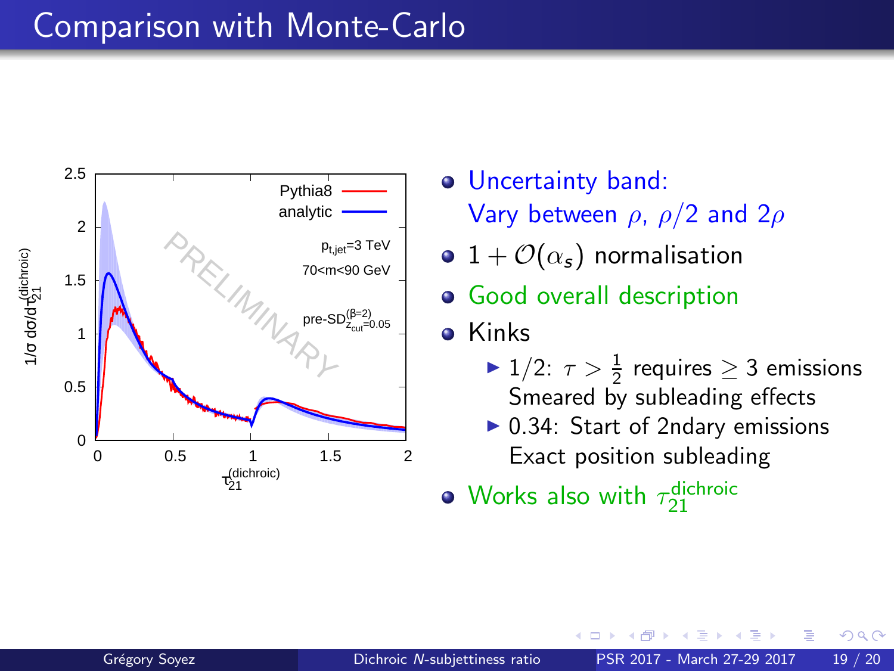# Comparison with Monte-Carlo

- Uncertainty band:
  Vary between $\rho$, $\rho/2$ and $2\rho$
- $1 + \mathcal{O}(\alpha_s)$ normalisation
- Good overall description
- Kinks
  - 1/2: $\tau > \frac{1}{2}$ requires $\geq 3$ emissions
    Smeared by subleading effects
  - 0.34: Start of 2ndary emissions
    Exact position subleading
- Works also with $\tau_{21}^{\text{dichroic}}$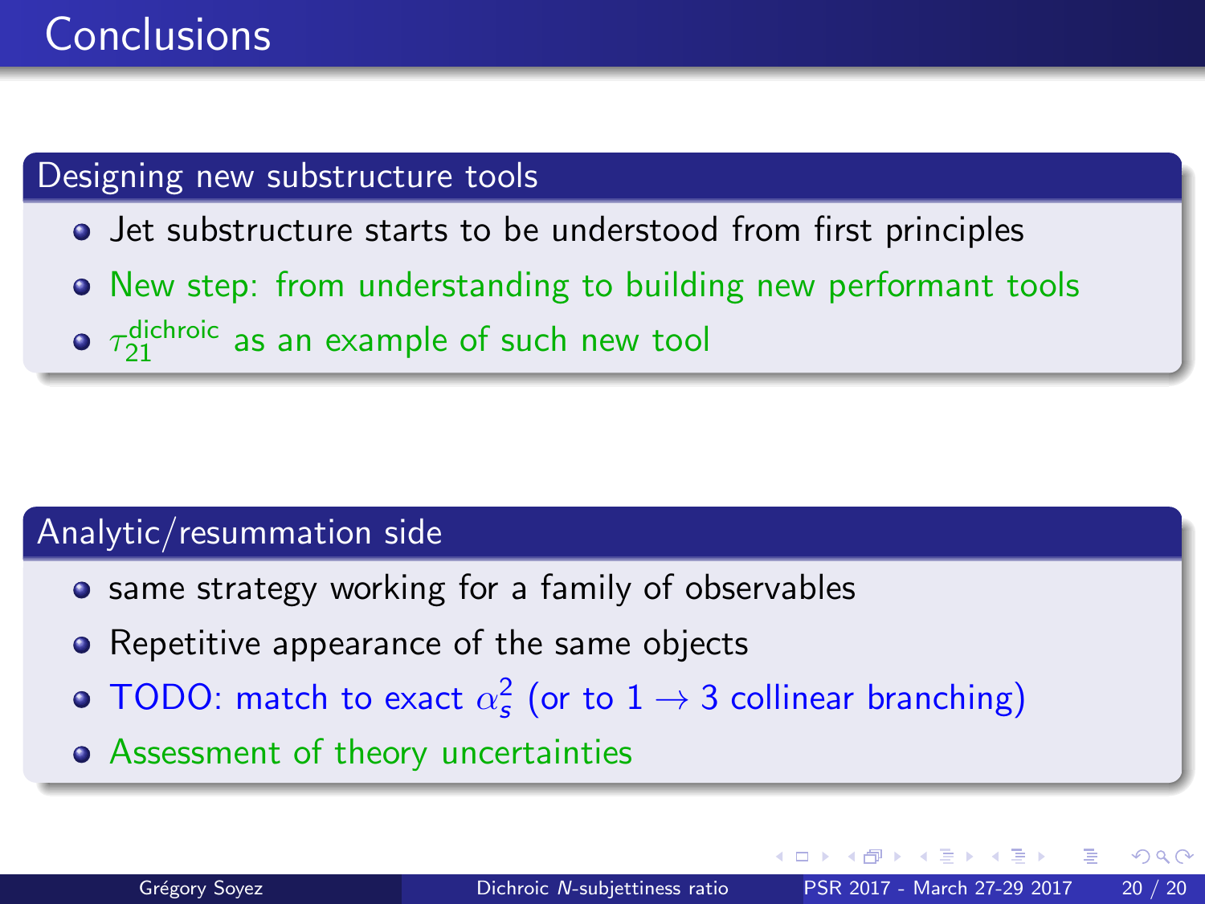# Conclusions

## Designing new substructure tools

- Jet substructure starts to be understood from first principles
- New step: from understanding to building new performant tools
- $\tau_{21}^{\text{dichroic}}$ as an example of such new tool

## Analytic/resummation side

- same strategy working for a family of observables
- Repetitive appearance of the same objects
- TODO: match to exact $\alpha_s^2$ (or to $1 \to 3$ collinear branching)
- Assessment of theory uncertainties